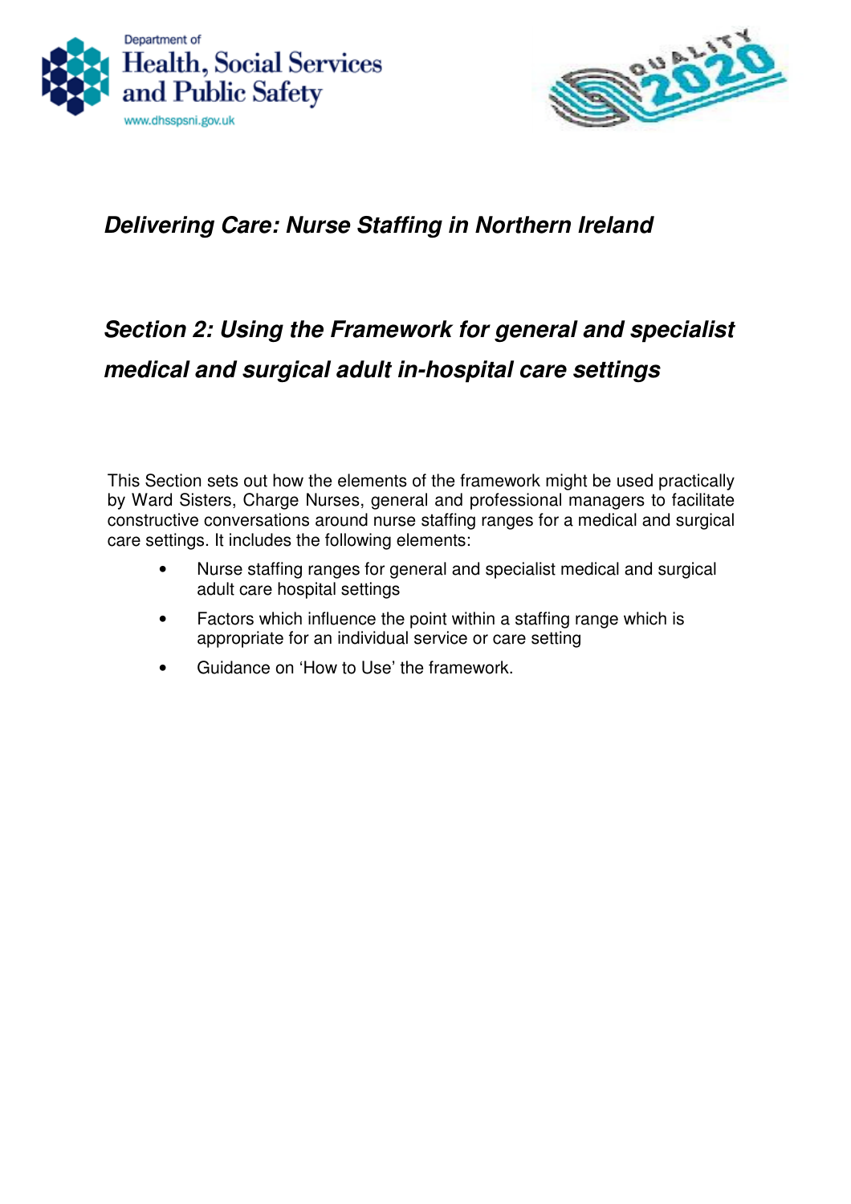Department of
Health, Social Services and Public Safety
www.dhsspsni.gov.uk

QUALITY 2020

# *Delivering Care: Nurse Staffing in Northern Ireland*

## *Section 2: Using the Framework for general and specialist medical and surgical adult in-hospital care settings*

This Section sets out how the elements of the framework might be used practically by Ward Sisters, Charge Nurses, general and professional managers to facilitate constructive conversations around nurse staffing ranges for a medical and surgical care settings. It includes the following elements:

- Nurse staffing ranges for general and specialist medical and surgical adult care hospital settings
- Factors which influence the point within a staffing range which is appropriate for an individual service or care setting
- Guidance on 'How to Use' the framework.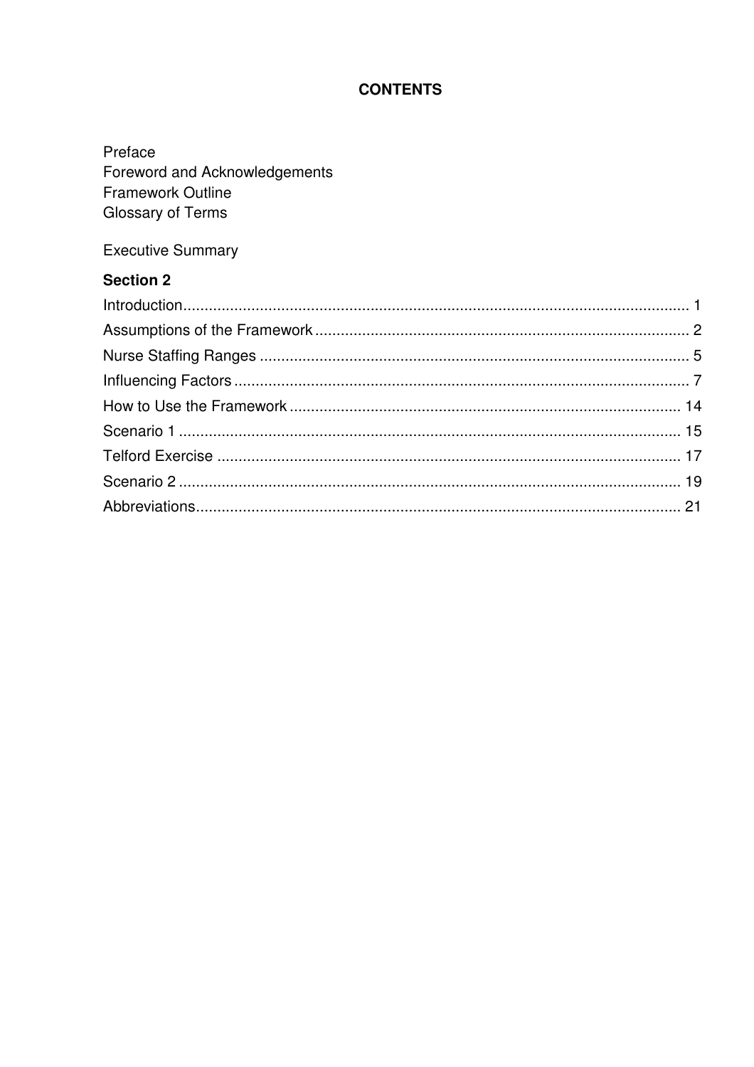# CONTENTS

Preface
Foreword and Acknowledgements
Framework Outline
Glossary of Terms

Executive Summary

**Section 2**

Introduction ........ 1
Assumptions of the Framework ........ 2
Nurse Staffing Ranges ........ 5
Influencing Factors ........ 7
How to Use the Framework ........ 14
Scenario 1 ........ 15
Telford Exercise ........ 17
Scenario 2 ........ 19
Abbreviations ........ 21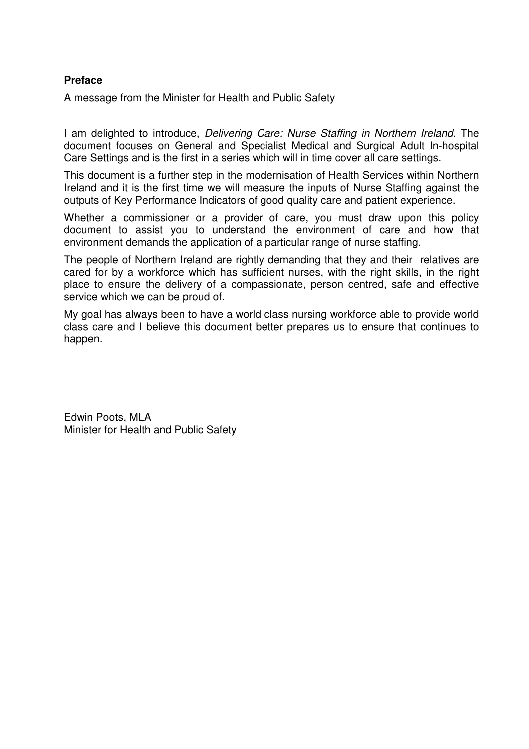**Preface**

A message from the Minister for Health and Public Safety

I am delighted to introduce, *Delivering Care: Nurse Staffing in Northern Ireland*. The document focuses on General and Specialist Medical and Surgical Adult In-hospital Care Settings and is the first in a series which will in time cover all care settings.

This document is a further step in the modernisation of Health Services within Northern Ireland and it is the first time we will measure the inputs of Nurse Staffing against the outputs of Key Performance Indicators of good quality care and patient experience.

Whether a commissioner or a provider of care, you must draw upon this policy document to assist you to understand the environment of care and how that environment demands the application of a particular range of nurse staffing.

The people of Northern Ireland are rightly demanding that they and their relatives are cared for by a workforce which has sufficient nurses, with the right skills, in the right place to ensure the delivery of a compassionate, person centred, safe and effective service which we can be proud of.

My goal has always been to have a world class nursing workforce able to provide world class care and I believe this document better prepares us to ensure that continues to happen.

Edwin Poots, MLA
Minister for Health and Public Safety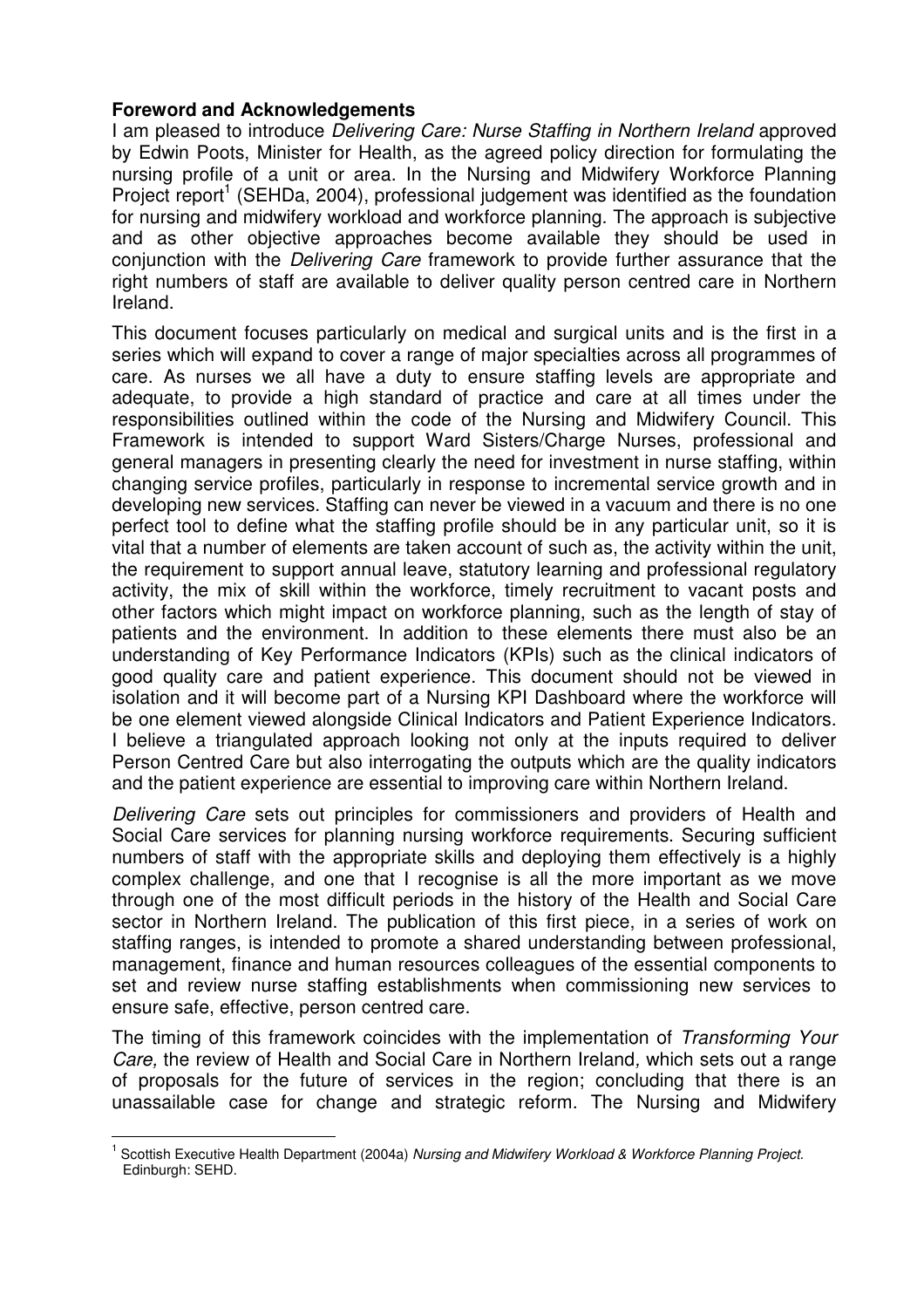**Foreword and Acknowledgements**

I am pleased to introduce *Delivering Care: Nurse Staffing in Northern Ireland* approved by Edwin Poots, Minister for Health, as the agreed policy direction for formulating the nursing profile of a unit or area. In the Nursing and Midwifery Workforce Planning Project report[1] (SEHDa, 2004), professional judgement was identified as the foundation for nursing and midwifery workload and workforce planning. The approach is subjective and as other objective approaches become available they should be used in conjunction with the *Delivering Care* framework to provide further assurance that the right numbers of staff are available to deliver quality person centred care in Northern Ireland.

This document focuses particularly on medical and surgical units and is the first in a series which will expand to cover a range of major specialties across all programmes of care. As nurses we all have a duty to ensure staffing levels are appropriate and adequate, to provide a high standard of practice and care at all times under the responsibilities outlined within the code of the Nursing and Midwifery Council. This Framework is intended to support Ward Sisters/Charge Nurses, professional and general managers in presenting clearly the need for investment in nurse staffing, within changing service profiles, particularly in response to incremental service growth and in developing new services. Staffing can never be viewed in a vacuum and there is no one perfect tool to define what the staffing profile should be in any particular unit, so it is vital that a number of elements are taken account of such as, the activity within the unit, the requirement to support annual leave, statutory learning and professional regulatory activity, the mix of skill within the workforce, timely recruitment to vacant posts and other factors which might impact on workforce planning, such as the length of stay of patients and the environment. In addition to these elements there must also be an understanding of Key Performance Indicators (KPIs) such as the clinical indicators of good quality care and patient experience. This document should not be viewed in isolation and it will become part of a Nursing KPI Dashboard where the workforce will be one element viewed alongside Clinical Indicators and Patient Experience Indicators. I believe a triangulated approach looking not only at the inputs required to deliver Person Centred Care but also interrogating the outputs which are the quality indicators and the patient experience are essential to improving care within Northern Ireland.

*Delivering Care* sets out principles for commissioners and providers of Health and Social Care services for planning nursing workforce requirements. Securing sufficient numbers of staff with the appropriate skills and deploying them effectively is a highly complex challenge, and one that I recognise is all the more important as we move through one of the most difficult periods in the history of the Health and Social Care sector in Northern Ireland. The publication of this first piece, in a series of work on staffing ranges, is intended to promote a shared understanding between professional, management, finance and human resources colleagues of the essential components to set and review nurse staffing establishments when commissioning new services to ensure safe, effective, person centred care.

The timing of this framework coincides with the implementation of *Transforming Your Care,* the review of Health and Social Care in Northern Ireland*,* which sets out a range of proposals for the future of services in the region; concluding that there is an unassailable case for change and strategic reform. The Nursing and Midwifery

[1] Scottish Executive Health Department (2004a) *Nursing and Midwifery Workload & Workforce Planning Project.* Edinburgh: SEHD.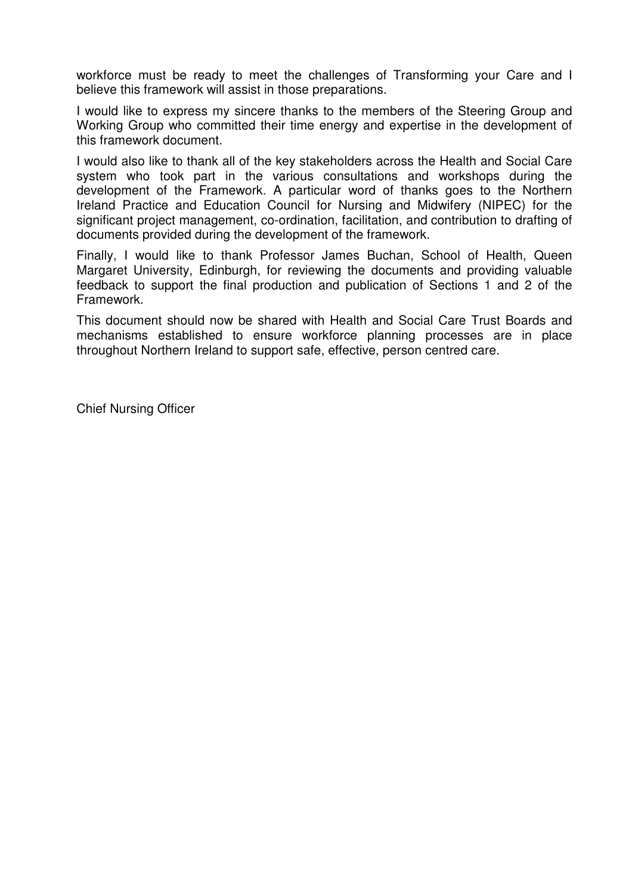workforce must be ready to meet the challenges of Transforming your Care and I believe this framework will assist in those preparations.

I would like to express my sincere thanks to the members of the Steering Group and Working Group who committed their time energy and expertise in the development of this framework document.

I would also like to thank all of the key stakeholders across the Health and Social Care system who took part in the various consultations and workshops during the development of the Framework. A particular word of thanks goes to the Northern Ireland Practice and Education Council for Nursing and Midwifery (NIPEC) for the significant project management, co-ordination, facilitation, and contribution to drafting of documents provided during the development of the framework.

Finally, I would like to thank Professor James Buchan, School of Health, Queen Margaret University, Edinburgh, for reviewing the documents and providing valuable feedback to support the final production and publication of Sections 1 and 2 of the Framework.

This document should now be shared with Health and Social Care Trust Boards and mechanisms established to ensure workforce planning processes are in place throughout Northern Ireland to support safe, effective, person centred care.

Chief Nursing Officer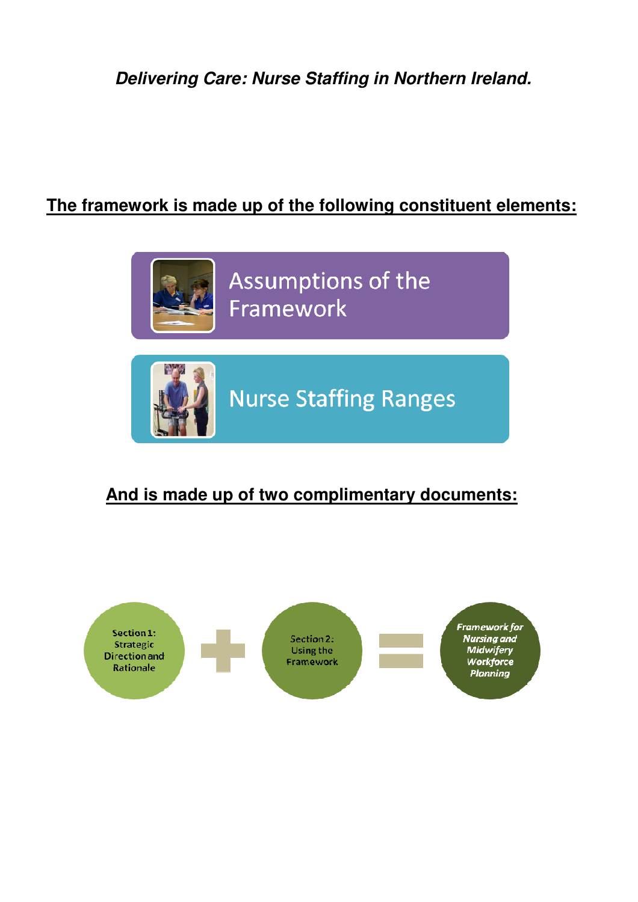***Delivering Care: Nurse Staffing in Northern Ireland.***

**<u>The framework is made up of the following constituent elements:</u>**

- Assumptions of the Framework
- Nurse Staffing Ranges

**<u>And is made up of two complimentary documents:</u>**

Section 1: Strategic Direction and Rationale + Section 2: Using the Framework = *Framework for Nursing and Midwifery Workforce Planning*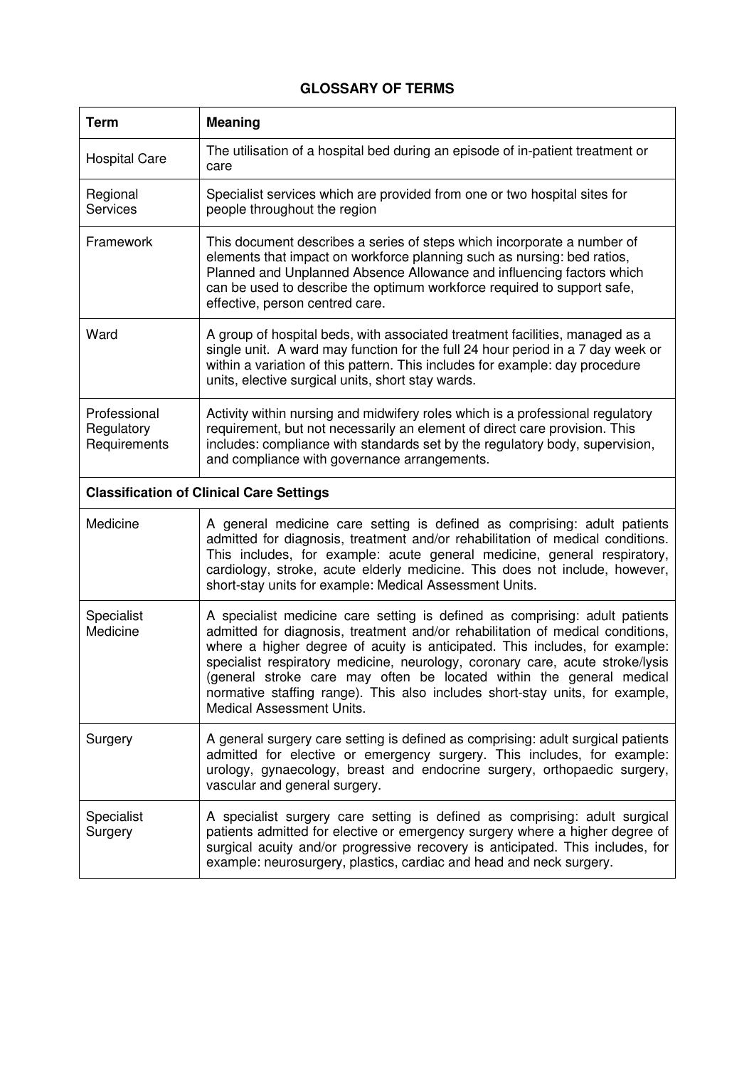# GLOSSARY OF TERMS

| Term | Meaning |
|---|---|
| Hospital Care | The utilisation of a hospital bed during an episode of in-patient treatment or care |
| Regional Services | Specialist services which are provided from one or two hospital sites for people throughout the region |
| Framework | This document describes a series of steps which incorporate a number of elements that impact on workforce planning such as nursing: bed ratios, Planned and Unplanned Absence Allowance and influencing factors which can be used to describe the optimum workforce required to support safe, effective, person centred care. |
| Ward | A group of hospital beds, with associated treatment facilities, managed as a single unit. A ward may function for the full 24 hour period in a 7 day week or within a variation of this pattern. This includes for example: day procedure units, elective surgical units, short stay wards. |
| Professional Regulatory Requirements | Activity within nursing and midwifery roles which is a professional regulatory requirement, but not necessarily an element of direct care provision. This includes: compliance with standards set by the regulatory body, supervision, and compliance with governance arrangements. |
| **Classification of Clinical Care Settings** | |
| Medicine | A general medicine care setting is defined as comprising: adult patients admitted for diagnosis, treatment and/or rehabilitation of medical conditions. This includes, for example: acute general medicine, general respiratory, cardiology, stroke, acute elderly medicine. This does not include, however, short-stay units for example: Medical Assessment Units. |
| Specialist Medicine | A specialist medicine care setting is defined as comprising: adult patients admitted for diagnosis, treatment and/or rehabilitation of medical conditions, where a higher degree of acuity is anticipated. This includes, for example: specialist respiratory medicine, neurology, coronary care, acute stroke/lysis (general stroke care may often be located within the general medical normative staffing range). This also includes short-stay units, for example, Medical Assessment Units. |
| Surgery | A general surgery care setting is defined as comprising: adult surgical patients admitted for elective or emergency surgery. This includes, for example: urology, gynaecology, breast and endocrine surgery, orthopaedic surgery, vascular and general surgery. |
| Specialist Surgery | A specialist surgery care setting is defined as comprising: adult surgical patients admitted for elective or emergency surgery where a higher degree of surgical acuity and/or progressive recovery is anticipated. This includes, for example: neurosurgery, plastics, cardiac and head and neck surgery. |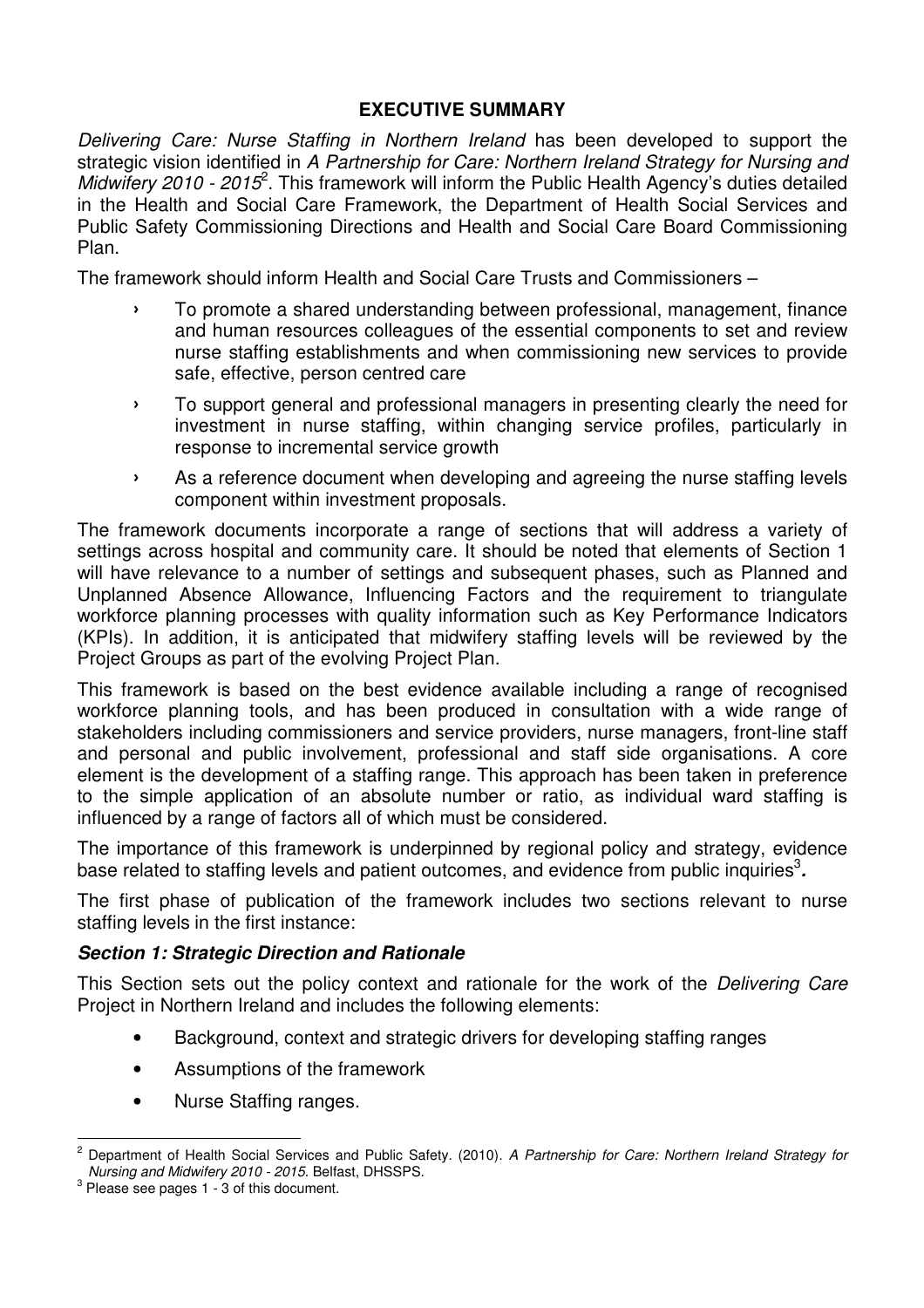## EXECUTIVE SUMMARY

*Delivering Care: Nurse Staffing in Northern Ireland* has been developed to support the strategic vision identified in *A Partnership for Care: Northern Ireland Strategy for Nursing and Midwifery 2010 - 2015*[2]. This framework will inform the Public Health Agency's duties detailed in the Health and Social Care Framework, the Department of Health Social Services and Public Safety Commissioning Directions and Health and Social Care Board Commissioning Plan.

The framework should inform Health and Social Care Trusts and Commissioners –

- To promote a shared understanding between professional, management, finance and human resources colleagues of the essential components to set and review nurse staffing establishments and when commissioning new services to provide safe, effective, person centred care
- To support general and professional managers in presenting clearly the need for investment in nurse staffing, within changing service profiles, particularly in response to incremental service growth
- As a reference document when developing and agreeing the nurse staffing levels component within investment proposals.

The framework documents incorporate a range of sections that will address a variety of settings across hospital and community care. It should be noted that elements of Section 1 will have relevance to a number of settings and subsequent phases, such as Planned and Unplanned Absence Allowance, Influencing Factors and the requirement to triangulate workforce planning processes with quality information such as Key Performance Indicators (KPIs). In addition, it is anticipated that midwifery staffing levels will be reviewed by the Project Groups as part of the evolving Project Plan.

This framework is based on the best evidence available including a range of recognised workforce planning tools, and has been produced in consultation with a wide range of stakeholders including commissioners and service providers, nurse managers, front-line staff and personal and public involvement, professional and staff side organisations. A core element is the development of a staffing range. This approach has been taken in preference to the simple application of an absolute number or ratio, as individual ward staffing is influenced by a range of factors all of which must be considered.

The importance of this framework is underpinned by regional policy and strategy, evidence base related to staffing levels and patient outcomes, and evidence from public inquiries[3].

The first phase of publication of the framework includes two sections relevant to nurse staffing levels in the first instance:

### *Section 1: Strategic Direction and Rationale*

This Section sets out the policy context and rationale for the work of the *Delivering Care* Project in Northern Ireland and includes the following elements:

- Background, context and strategic drivers for developing staffing ranges
- Assumptions of the framework
- Nurse Staffing ranges.

---

[2] Department of Health Social Services and Public Safety. (2010). *A Partnership for Care: Northern Ireland Strategy for Nursing and Midwifery 2010 - 2015*. Belfast, DHSSPS.

[3] Please see pages 1 - 3 of this document.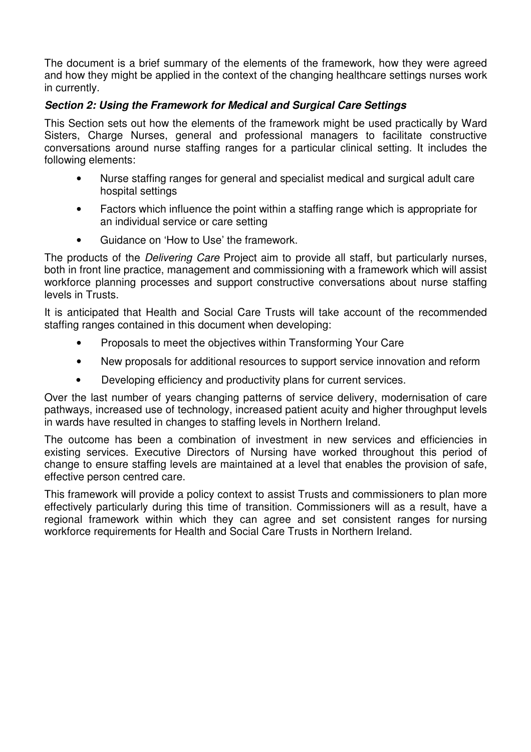The document is a brief summary of the elements of the framework, how they were agreed and how they might be applied in the context of the changing healthcare settings nurses work in currently.

### *Section 2: Using the Framework for Medical and Surgical Care Settings*

This Section sets out how the elements of the framework might be used practically by Ward Sisters, Charge Nurses, general and professional managers to facilitate constructive conversations around nurse staffing ranges for a particular clinical setting. It includes the following elements:

- Nurse staffing ranges for general and specialist medical and surgical adult care hospital settings
- Factors which influence the point within a staffing range which is appropriate for an individual service or care setting
- Guidance on 'How to Use' the framework.

The products of the *Delivering Care* Project aim to provide all staff, but particularly nurses, both in front line practice, management and commissioning with a framework which will assist workforce planning processes and support constructive conversations about nurse staffing levels in Trusts.

It is anticipated that Health and Social Care Trusts will take account of the recommended staffing ranges contained in this document when developing:

- Proposals to meet the objectives within Transforming Your Care
- New proposals for additional resources to support service innovation and reform
- Developing efficiency and productivity plans for current services.

Over the last number of years changing patterns of service delivery, modernisation of care pathways, increased use of technology, increased patient acuity and higher throughput levels in wards have resulted in changes to staffing levels in Northern Ireland.

The outcome has been a combination of investment in new services and efficiencies in existing services. Executive Directors of Nursing have worked throughout this period of change to ensure staffing levels are maintained at a level that enables the provision of safe, effective person centred care.

This framework will provide a policy context to assist Trusts and commissioners to plan more effectively particularly during this time of transition. Commissioners will as a result, have a regional framework within which they can agree and set consistent ranges for nursing workforce requirements for Health and Social Care Trusts in Northern Ireland.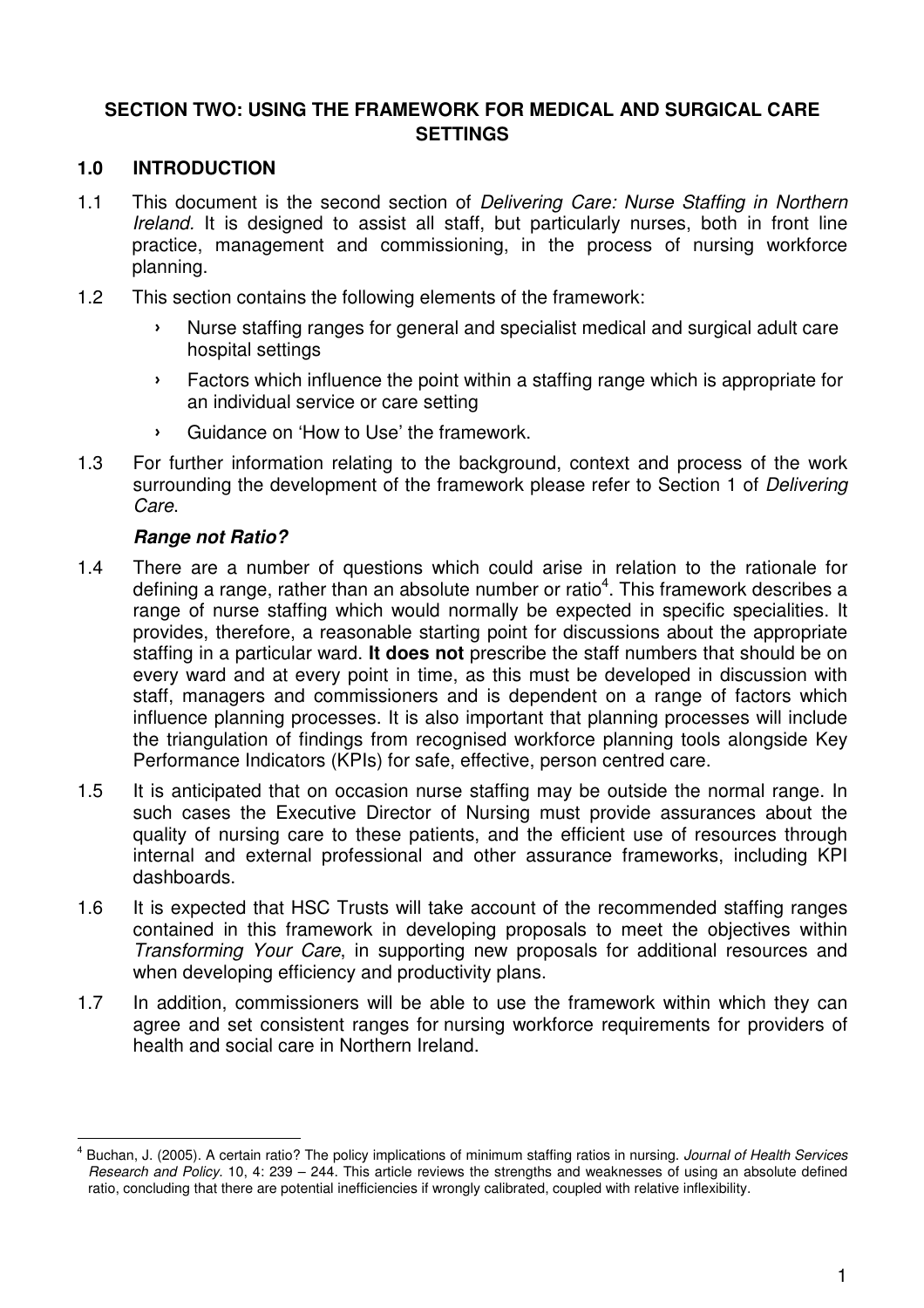## SECTION TWO: USING THE FRAMEWORK FOR MEDICAL AND SURGICAL CARE SETTINGS

### 1.0 INTRODUCTION

1.1 This document is the second section of *Delivering Care: Nurse Staffing in Northern Ireland*. It is designed to assist all staff, but particularly nurses, both in front line practice, management and commissioning, in the process of nursing workforce planning.

1.2 This section contains the following elements of the framework:

- Nurse staffing ranges for general and specialist medical and surgical adult care hospital settings
- Factors which influence the point within a staffing range which is appropriate for an individual service or care setting
- Guidance on 'How to Use' the framework.

1.3 For further information relating to the background, context and process of the work surrounding the development of the framework please refer to Section 1 of *Delivering Care*.

***Range not Ratio?***

1.4 There are a number of questions which could arise in relation to the rationale for defining a range, rather than an absolute number or ratio[4]. This framework describes a range of nurse staffing which would normally be expected in specific specialities. It provides, therefore, a reasonable starting point for discussions about the appropriate staffing in a particular ward. **It does not** prescribe the staff numbers that should be on every ward and at every point in time, as this must be developed in discussion with staff, managers and commissioners and is dependent on a range of factors which influence planning processes. It is also important that planning processes will include the triangulation of findings from recognised workforce planning tools alongside Key Performance Indicators (KPIs) for safe, effective, person centred care.

1.5 It is anticipated that on occasion nurse staffing may be outside the normal range. In such cases the Executive Director of Nursing must provide assurances about the quality of nursing care to these patients, and the efficient use of resources through internal and external professional and other assurance frameworks, including KPI dashboards.

1.6 It is expected that HSC Trusts will take account of the recommended staffing ranges contained in this framework in developing proposals to meet the objectives within *Transforming Your Care*, in supporting new proposals for additional resources and when developing efficiency and productivity plans.

1.7 In addition, commissioners will be able to use the framework within which they can agree and set consistent ranges for nursing workforce requirements for providers of health and social care in Northern Ireland.

---

[4] Buchan, J. (2005). A certain ratio? The policy implications of minimum staffing ratios in nursing. *Journal of Health Services Research and Policy*. 10, 4: 239 – 244. This article reviews the strengths and weaknesses of using an absolute defined ratio, concluding that there are potential inefficiencies if wrongly calibrated, coupled with relative inflexibility.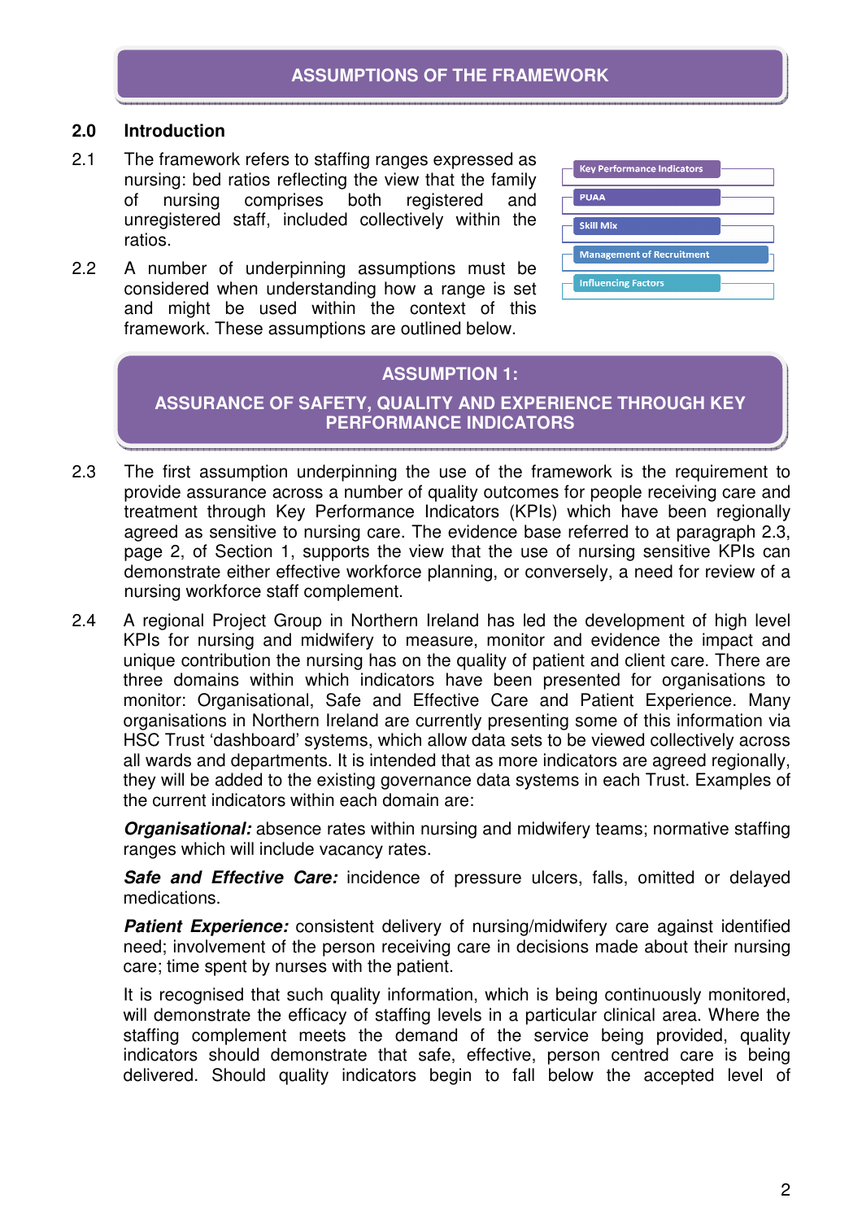# ASSUMPTIONS OF THE FRAMEWORK

## 2.0 Introduction

2.1 The framework refers to staffing ranges expressed as nursing: bed ratios reflecting the view that the family of nursing comprises both registered and unregistered staff, included collectively within the ratios.

2.2 A number of underpinning assumptions must be considered when understanding how a range is set and might be used within the context of this framework. These assumptions are outlined below.

- Key Performance Indicators
- PUAA
- Skill Mix
- Management of Recruitment
- Influencing Factors

## ASSUMPTION 1: ASSURANCE OF SAFETY, QUALITY AND EXPERIENCE THROUGH KEY PERFORMANCE INDICATORS

2.3 The first assumption underpinning the use of the framework is the requirement to provide assurance across a number of quality outcomes for people receiving care and treatment through Key Performance Indicators (KPIs) which have been regionally agreed as sensitive to nursing care. The evidence base referred to at paragraph 2.3, page 2, of Section 1, supports the view that the use of nursing sensitive KPIs can demonstrate either effective workforce planning, or conversely, a need for review of a nursing workforce staff complement.

2.4 A regional Project Group in Northern Ireland has led the development of high level KPIs for nursing and midwifery to measure, monitor and evidence the impact and unique contribution the nursing has on the quality of patient and client care. There are three domains within which indicators have been presented for organisations to monitor: Organisational, Safe and Effective Care and Patient Experience. Many organisations in Northern Ireland are currently presenting some of this information via HSC Trust 'dashboard' systems, which allow data sets to be viewed collectively across all wards and departments. It is intended that as more indicators are agreed regionally, they will be added to the existing governance data systems in each Trust. Examples of the current indicators within each domain are:

***Organisational:*** absence rates within nursing and midwifery teams; normative staffing ranges which will include vacancy rates.

***Safe and Effective Care:*** incidence of pressure ulcers, falls, omitted or delayed medications.

***Patient Experience:*** consistent delivery of nursing/midwifery care against identified need; involvement of the person receiving care in decisions made about their nursing care; time spent by nurses with the patient.

It is recognised that such quality information, which is being continuously monitored, will demonstrate the efficacy of staffing levels in a particular clinical area. Where the staffing complement meets the demand of the service being provided, quality indicators should demonstrate that safe, effective, person centred care is being delivered. Should quality indicators begin to fall below the accepted level of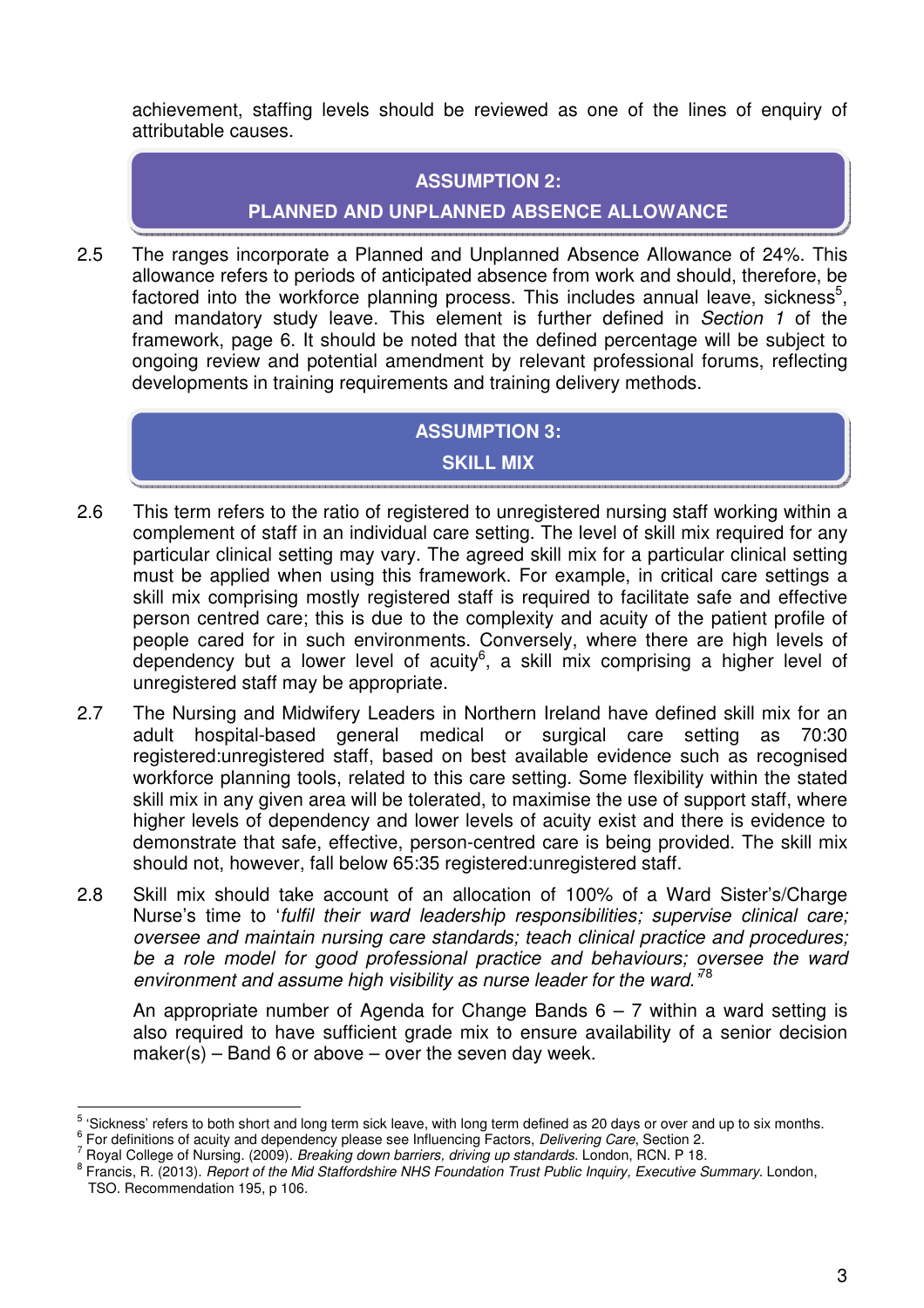achievement, staffing levels should be reviewed as one of the lines of enquiry of attributable causes.

## ASSUMPTION 2:
## PLANNED AND UNPLANNED ABSENCE ALLOWANCE

2.5 The ranges incorporate a Planned and Unplanned Absence Allowance of 24%. This allowance refers to periods of anticipated absence from work and should, therefore, be factored into the workforce planning process. This includes annual leave, sickness[5], and mandatory study leave. This element is further defined in *Section 1* of the framework, page 6. It should be noted that the defined percentage will be subject to ongoing review and potential amendment by relevant professional forums, reflecting developments in training requirements and training delivery methods.

## ASSUMPTION 3:
## SKILL MIX

2.6 This term refers to the ratio of registered to unregistered nursing staff working within a complement of staff in an individual care setting. The level of skill mix required for any particular clinical setting may vary. The agreed skill mix for a particular clinical setting must be applied when using this framework. For example, in critical care settings a skill mix comprising mostly registered staff is required to facilitate safe and effective person centred care; this is due to the complexity and acuity of the patient profile of people cared for in such environments. Conversely, where there are high levels of dependency but a lower level of acuity[6], a skill mix comprising a higher level of unregistered staff may be appropriate.

2.7 The Nursing and Midwifery Leaders in Northern Ireland have defined skill mix for an adult hospital-based general medical or surgical care setting as 70:30 registered:unregistered staff, based on best available evidence such as recognised workforce planning tools, related to this care setting. Some flexibility within the stated skill mix in any given area will be tolerated, to maximise the use of support staff, where higher levels of dependency and lower levels of acuity exist and there is evidence to demonstrate that safe, effective, person-centred care is being provided. The skill mix should not, however, fall below 65:35 registered:unregistered staff.

2.8 Skill mix should take account of an allocation of 100% of a Ward Sister's/Charge Nurse's time to '*fulfil their ward leadership responsibilities; supervise clinical care; oversee and maintain nursing care standards; teach clinical practice and procedures; be a role model for good professional practice and behaviours; oversee the ward environment and assume high visibility as nurse leader for the ward.*'[7][8]

An appropriate number of Agenda for Change Bands 6 – 7 within a ward setting is also required to have sufficient grade mix to ensure availability of a senior decision maker(s) – Band 6 or above – over the seven day week.

---

[5] 'Sickness' refers to both short and long term sick leave, with long term defined as 20 days or over and up to six months.
[6] For definitions of acuity and dependency please see Influencing Factors, *Delivering Care*, Section 2.
[7] Royal College of Nursing. (2009). *Breaking down barriers, driving up standards*. London, RCN. P 18.
[8] Francis, R. (2013). *Report of the Mid Staffordshire NHS Foundation Trust Public Inquiry, Executive Summary*. London, TSO. Recommendation 195, p 106.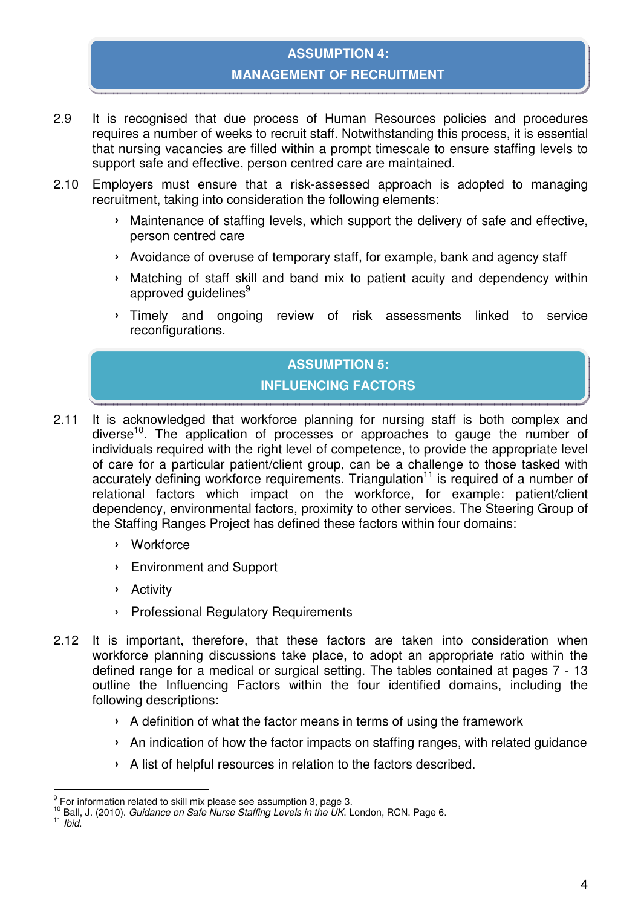## ASSUMPTION 4: MANAGEMENT OF RECRUITMENT

2.9 It is recognised that due process of Human Resources policies and procedures requires a number of weeks to recruit staff. Notwithstanding this process, it is essential that nursing vacancies are filled within a prompt timescale to ensure staffing levels to support safe and effective, person centred care are maintained.

2.10 Employers must ensure that a risk-assessed approach is adopted to managing recruitment, taking into consideration the following elements:

- Maintenance of staffing levels, which support the delivery of safe and effective, person centred care
- Avoidance of overuse of temporary staff, for example, bank and agency staff
- Matching of staff skill and band mix to patient acuity and dependency within approved guidelines[9]
- Timely and ongoing review of risk assessments linked to service reconfigurations.

## ASSUMPTION 5: INFLUENCING FACTORS

2.11 It is acknowledged that workforce planning for nursing staff is both complex and diverse[10]. The application of processes or approaches to gauge the number of individuals required with the right level of competence, to provide the appropriate level of care for a particular patient/client group, can be a challenge to those tasked with accurately defining workforce requirements. Triangulation[11] is required of a number of relational factors which impact on the workforce, for example: patient/client dependency, environmental factors, proximity to other services. The Steering Group of the Staffing Ranges Project has defined these factors within four domains:

- Workforce
- Environment and Support
- Activity
- Professional Regulatory Requirements

2.12 It is important, therefore, that these factors are taken into consideration when workforce planning discussions take place, to adopt an appropriate ratio within the defined range for a medical or surgical setting. The tables contained at pages 7 - 13 outline the Influencing Factors within the four identified domains, including the following descriptions:

- A definition of what the factor means in terms of using the framework
- An indication of how the factor impacts on staffing ranges, with related guidance
- A list of helpful resources in relation to the factors described.

---

[9] For information related to skill mix please see assumption 3, page 3.

[10] Ball, J. (2010). *Guidance on Safe Nurse Staffing Levels in the UK.* London, RCN. Page 6.

[11] *Ibid.*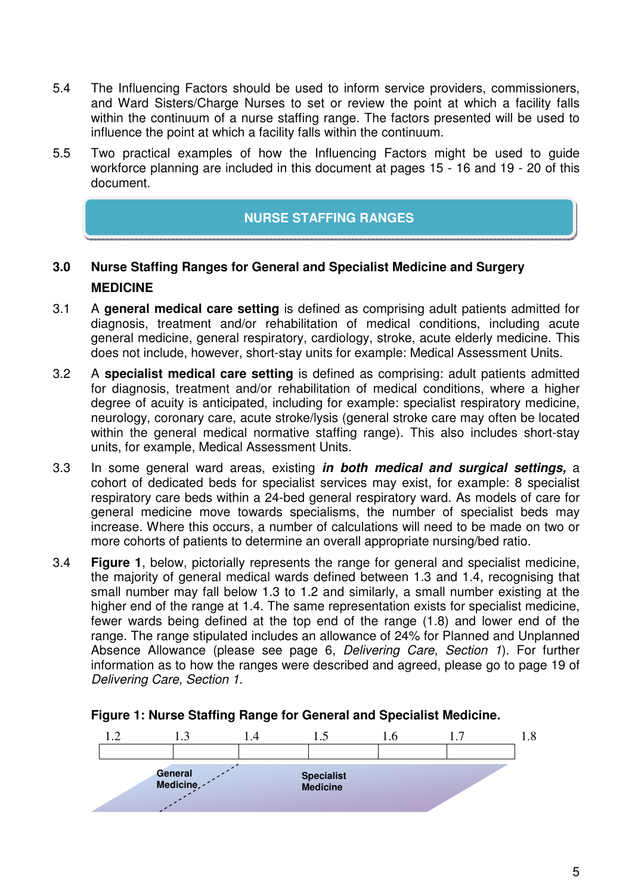5.4 The Influencing Factors should be used to inform service providers, commissioners, and Ward Sisters/Charge Nurses to set or review the point at which a facility falls within the continuum of a nurse staffing range. The factors presented will be used to influence the point at which a facility falls within the continuum.

5.5 Two practical examples of how the Influencing Factors might be used to guide workforce planning are included in this document at pages 15 - 16 and 19 - 20 of this document.

## NURSE STAFFING RANGES

### 3.0 Nurse Staffing Ranges for General and Specialist Medicine and Surgery

**MEDICINE**

3.1 A **general medical care setting** is defined as comprising adult patients admitted for diagnosis, treatment and/or rehabilitation of medical conditions, including acute general medicine, general respiratory, cardiology, stroke, acute elderly medicine. This does not include, however, short-stay units for example: Medical Assessment Units.

3.2 A **specialist medical care setting** is defined as comprising: adult patients admitted for diagnosis, treatment and/or rehabilitation of medical conditions, where a higher degree of acuity is anticipated, including for example: specialist respiratory medicine, neurology, coronary care, acute stroke/lysis (general stroke care may often be located within the general medical normative staffing range). This also includes short-stay units, for example, Medical Assessment Units.

3.3 In some general ward areas, existing ***in both medical and surgical settings,*** a cohort of dedicated beds for specialist services may exist, for example: 8 specialist respiratory care beds within a 24-bed general respiratory ward. As models of care for general medicine move towards specialisms, the number of specialist beds may increase. Where this occurs, a number of calculations will need to be made on two or more cohorts of patients to determine an overall appropriate nursing/bed ratio.

3.4 **Figure 1**, below, pictorially represents the range for general and specialist medicine, the majority of general medical wards defined between 1.3 and 1.4, recognising that small number may fall below 1.3 to 1.2 and similarly, a small number existing at the higher end of the range at 1.4. The same representation exists for specialist medicine, fewer wards being defined at the top end of the range (1.8) and lower end of the range. The range stipulated includes an allowance of 24% for Planned and Unplanned Absence Allowance (please see page 6, *Delivering Care*, *Section 1*). For further information as to how the ranges were described and agreed, please go to page 19 of *Delivering Care*, *Section 1*.

**Figure 1: Nurse Staffing Range for General and Specialist Medicine.**

| 1.2 | 1.3 | 1.4 | 1.5 | 1.6 | 1.7 | 1.8 |
|---|---|---|---|---|---|---|

General Medicine

Specialist Medicine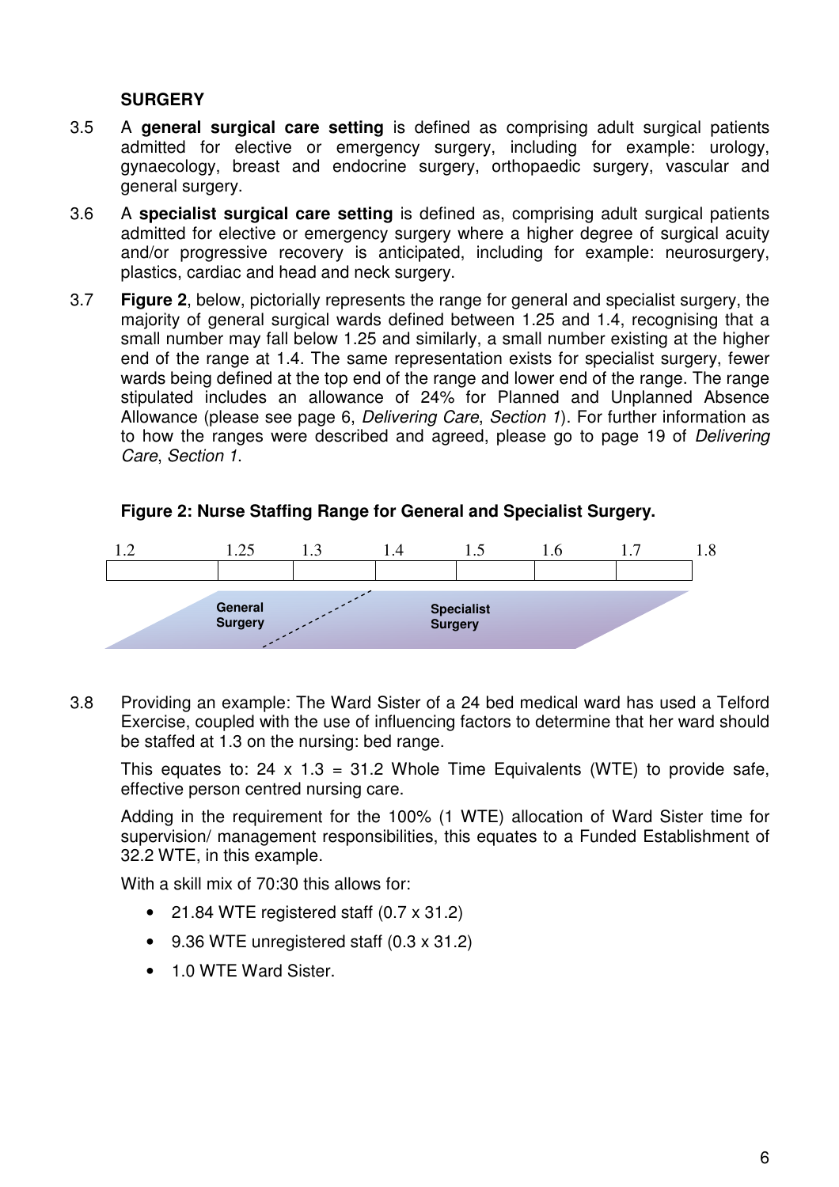### SURGERY

3.5 A **general surgical care setting** is defined as comprising adult surgical patients admitted for elective or emergency surgery, including for example: urology, gynaecology, breast and endocrine surgery, orthopaedic surgery, vascular and general surgery.

3.6 A **specialist surgical care setting** is defined as, comprising adult surgical patients admitted for elective or emergency surgery where a higher degree of surgical acuity and/or progressive recovery is anticipated, including for example: neurosurgery, plastics, cardiac and head and neck surgery.

3.7 **Figure 2**, below, pictorially represents the range for general and specialist surgery, the majority of general surgical wards defined between 1.25 and 1.4, recognising that a small number may fall below 1.25 and similarly, a small number existing at the higher end of the range at 1.4. The same representation exists for specialist surgery, fewer wards being defined at the top end of the range and lower end of the range. The range stipulated includes an allowance of 24% for Planned and Unplanned Absence Allowance (please see page 6, *Delivering Care*, *Section 1*). For further information as to how the ranges were described and agreed, please go to page 19 of *Delivering Care*, *Section 1*.

**Figure 2: Nurse Staffing Range for General and Specialist Surgery.**

| 1.2 | 1.25 | 1.3 | 1.4 | 1.5 | 1.6 | 1.7 | 1.8 |
|---|---|---|---|---|---|---|---|
| | General Surgery | | | Specialist Surgery | | | |

3.8 Providing an example: The Ward Sister of a 24 bed medical ward has used a Telford Exercise, coupled with the use of influencing factors to determine that her ward should be staffed at 1.3 on the nursing: bed range.

This equates to: $24 \times 1.3 = 31.2$ Whole Time Equivalents (WTE) to provide safe, effective person centred nursing care.

Adding in the requirement for the 100% (1 WTE) allocation of Ward Sister time for supervision/ management responsibilities, this equates to a Funded Establishment of 32.2 WTE, in this example.

With a skill mix of 70:30 this allows for:

- 21.84 WTE registered staff ($0.7 \times 31.2$)
- 9.36 WTE unregistered staff ($0.3 \times 31.2$)
- 1.0 WTE Ward Sister.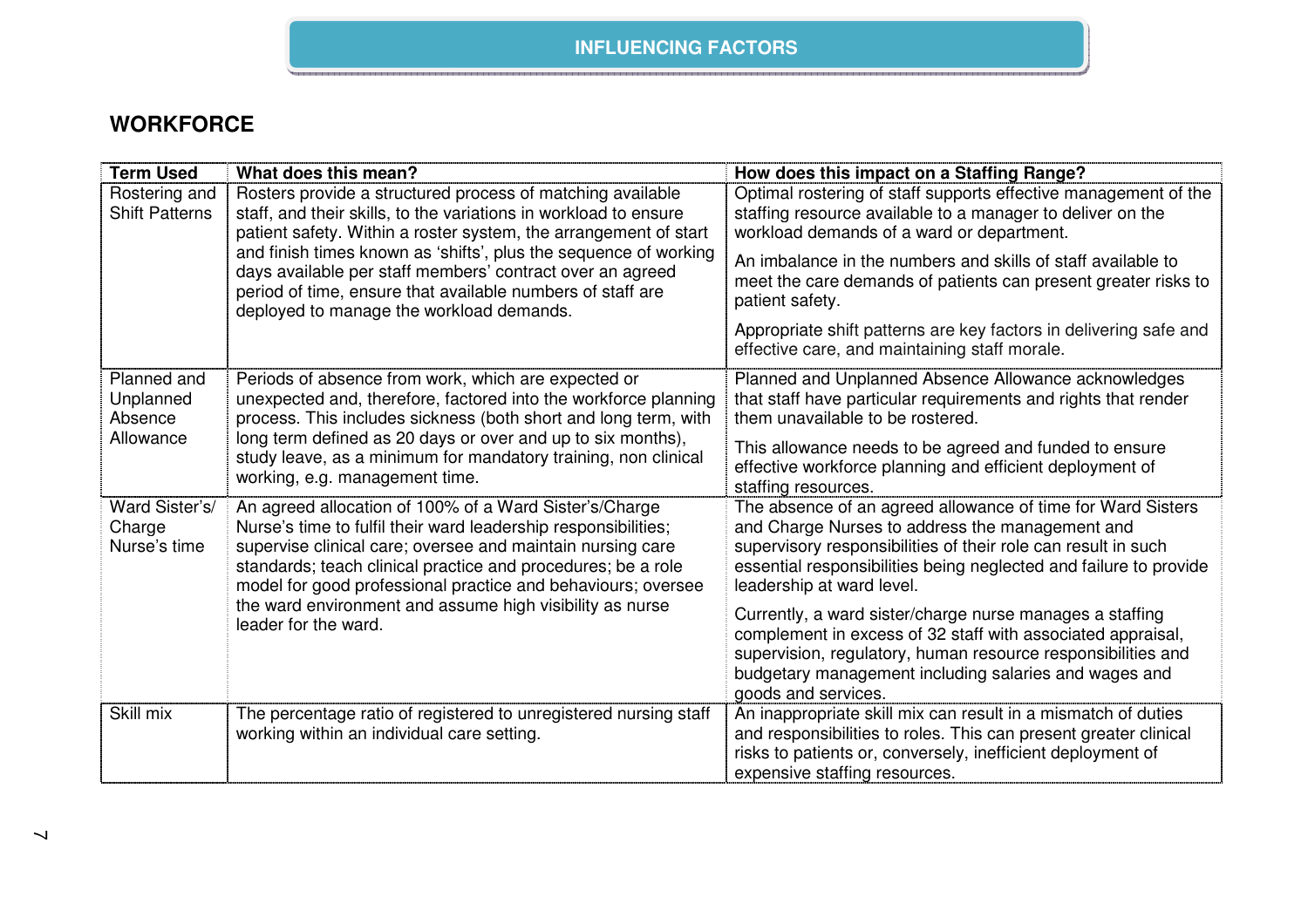## INFLUENCING FACTORS

### WORKFORCE

| Term Used | What does this mean? | How does this impact on a Staffing Range? |
|---|---|---|
| Rostering and Shift Patterns | Rosters provide a structured process of matching available staff, and their skills, to the variations in workload to ensure patient safety. Within a roster system, the arrangement of start and finish times known as 'shifts', plus the sequence of working days available per staff members' contract over an agreed period of time, ensure that available numbers of staff are deployed to manage the workload demands. | Optimal rostering of staff supports effective management of the staffing resource available to a manager to deliver on the workload demands of a ward or department.<br><br>An imbalance in the numbers and skills of staff available to meet the care demands of patients can present greater risks to patient safety.<br><br>Appropriate shift patterns are key factors in delivering safe and effective care, and maintaining staff morale. |
| Planned and Unplanned Absence Allowance | Periods of absence from work, which are expected or unexpected and, therefore, factored into the workforce planning process. This includes sickness (both short and long term, with long term defined as 20 days or over and up to six months), study leave, as a minimum for mandatory training, non clinical working, e.g. management time. | Planned and Unplanned Absence Allowance acknowledges that staff have particular requirements and rights that render them unavailable to be rostered.<br><br>This allowance needs to be agreed and funded to ensure effective workforce planning and efficient deployment of staffing resources. |
| Ward Sister's/ Charge Nurse's time | An agreed allocation of 100% of a Ward Sister's/Charge Nurse's time to fulfil their ward leadership responsibilities; supervise clinical care; oversee and maintain nursing care standards; teach clinical practice and procedures; be a role model for good professional practice and behaviours; oversee the ward environment and assume high visibility as nurse leader for the ward. | The absence of an agreed allowance of time for Ward Sisters and Charge Nurses to address the management and supervisory responsibilities of their role can result in such essential responsibilities being neglected and failure to provide leadership at ward level.<br><br>Currently, a ward sister/charge nurse manages a staffing complement in excess of 32 staff with associated appraisal, supervision, regulatory, human resource responsibilities and budgetary management including salaries and wages and goods and services. |
| Skill mix | The percentage ratio of registered to unregistered nursing staff working within an individual care setting. | An inappropriate skill mix can result in a mismatch of duties and responsibilities to roles. This can present greater clinical risks to patients or, conversely, inefficient deployment of expensive staffing resources. |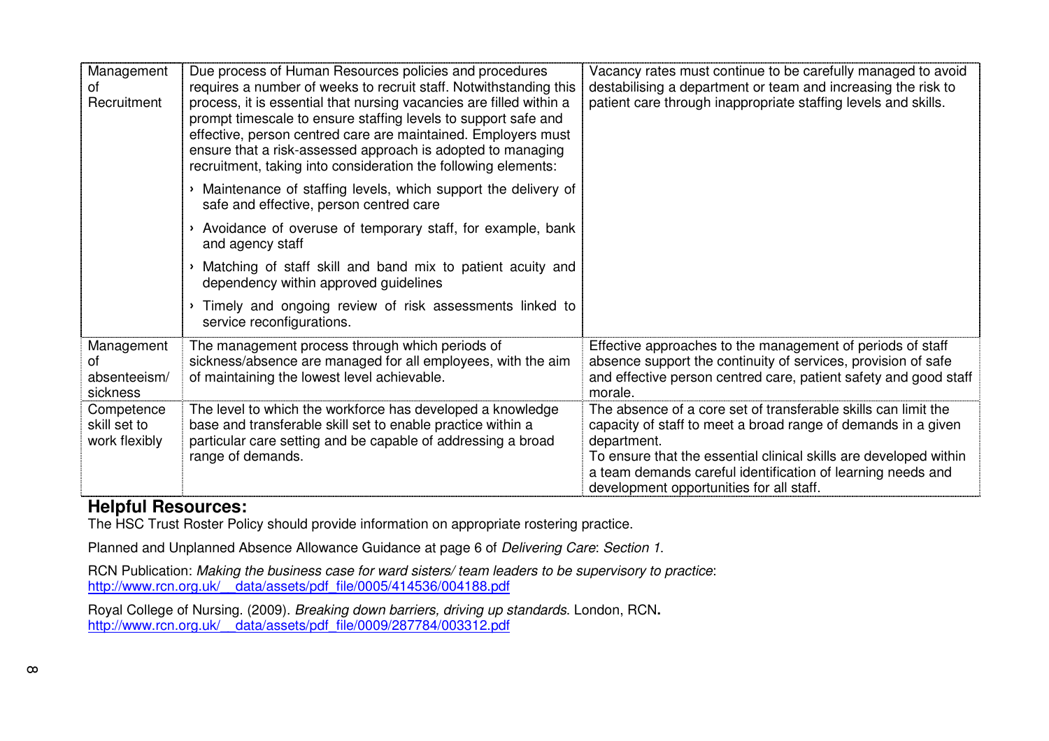| | | |
|---|---|---|
| Management of Recruitment | Due process of Human Resources policies and procedures requires a number of weeks to recruit staff. Notwithstanding this process, it is essential that nursing vacancies are filled within a prompt timescale to ensure staffing levels to support safe and effective, person centred care are maintained. Employers must ensure that a risk-assessed approach is adopted to managing recruitment, taking into consideration the following elements:<br>› Maintenance of staffing levels, which support the delivery of safe and effective, person centred care<br>› Avoidance of overuse of temporary staff, for example, bank and agency staff<br>› Matching of staff skill and band mix to patient acuity and dependency within approved guidelines<br>› Timely and ongoing review of risk assessments linked to service reconfigurations. | Vacancy rates must continue to be carefully managed to avoid destabilising a department or team and increasing the risk to patient care through inappropriate staffing levels and skills. |
| Management of absenteeism/ sickness | The management process through which periods of sickness/absence are managed for all employees, with the aim of maintaining the lowest level achievable. | Effective approaches to the management of periods of staff absence support the continuity of services, provision of safe and effective person centred care, patient safety and good staff morale. |
| Competence skill set to work flexibly | The level to which the workforce has developed a knowledge base and transferable skill set to enable practice within a particular care setting and be capable of addressing a broad range of demands. | The absence of a core set of transferable skills can limit the capacity of staff to meet a broad range of demands in a given department.<br>To ensure that the essential clinical skills are developed within a team demands careful identification of learning needs and development opportunities for all staff. |

## Helpful Resources:

The HSC Trust Roster Policy should provide information on appropriate rostering practice.

Planned and Unplanned Absence Allowance Guidance at page 6 of *Delivering Care*: *Section 1*.

RCN Publication: *Making the business case for ward sisters/ team leaders to be supervisory to practice*: http://www.rcn.org.uk/__data/assets/pdf_file/0005/414536/004188.pdf

Royal College of Nursing. (2009). *Breaking down barriers, driving up standards.* London, RCN**.**
http://www.rcn.org.uk/__data/assets/pdf_file/0009/287784/003312.pdf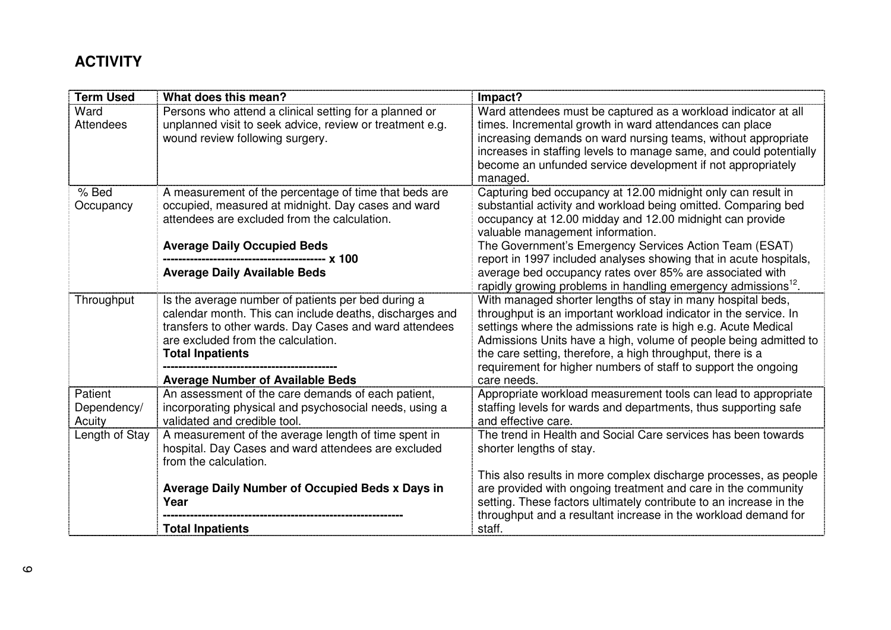## ACTIVITY

| Term Used | What does this mean? | Impact? |
|---|---|---|
| Ward Attendees | Persons who attend a clinical setting for a planned or unplanned visit to seek advice, review or treatment e.g. wound review following surgery. | Ward attendees must be captured as a workload indicator at all times. Incremental growth in ward attendances can place increasing demands on ward nursing teams, without appropriate increases in staffing levels to manage same, and could potentially become an unfunded service development if not appropriately managed. |
| % Bed Occupancy | A measurement of the percentage of time that beds are occupied, measured at midnight. Day cases and ward attendees are excluded from the calculation. $$\frac{\textbf{Average Daily Occupied Beds}}{\textbf{Average Daily Available Beds}} \times 100$$ | Capturing bed occupancy at 12.00 midnight only can result in substantial activity and workload being omitted. Comparing bed occupancy at 12.00 midday and 12.00 midnight can provide valuable management information. The Government's Emergency Services Action Team (ESAT) report in 1997 included analyses showing that in acute hospitals, average bed occupancy rates over 85% are associated with rapidly growing problems in handling emergency admissions[12]. |
| Throughput | Is the average number of patients per bed during a calendar month. This can include deaths, discharges and transfers to other wards. Day Cases and ward attendees are excluded from the calculation. $$\frac{\textbf{Total Inpatients}}{\textbf{Average Number of Available Beds}}$$ | With managed shorter lengths of stay in many hospital beds, throughput is an important workload indicator in the service. In settings where the admissions rate is high e.g. Acute Medical Admissions Units have a high, volume of people being admitted to the care setting, therefore, a high throughput, there is a requirement for higher numbers of staff to support the ongoing care needs. |
| Patient Dependency/ Acuity | An assessment of the care demands of each patient, incorporating physical and psychosocial needs, using a validated and credible tool. | Appropriate workload measurement tools can lead to appropriate staffing levels for wards and departments, thus supporting safe and effective care. |
| Length of Stay | A measurement of the average length of time spent in hospital. Day Cases and ward attendees are excluded from the calculation. $$\frac{\textbf{Average Daily Number of Occupied Beds x Days in Year}}{\textbf{Total Inpatients}}$$ | The trend in Health and Social Care services has been towards shorter lengths of stay. This also results in more complex discharge processes, as people are provided with ongoing treatment and care in the community setting. These factors ultimately contribute to an increase in the throughput and a resultant increase in the workload demand for staff. |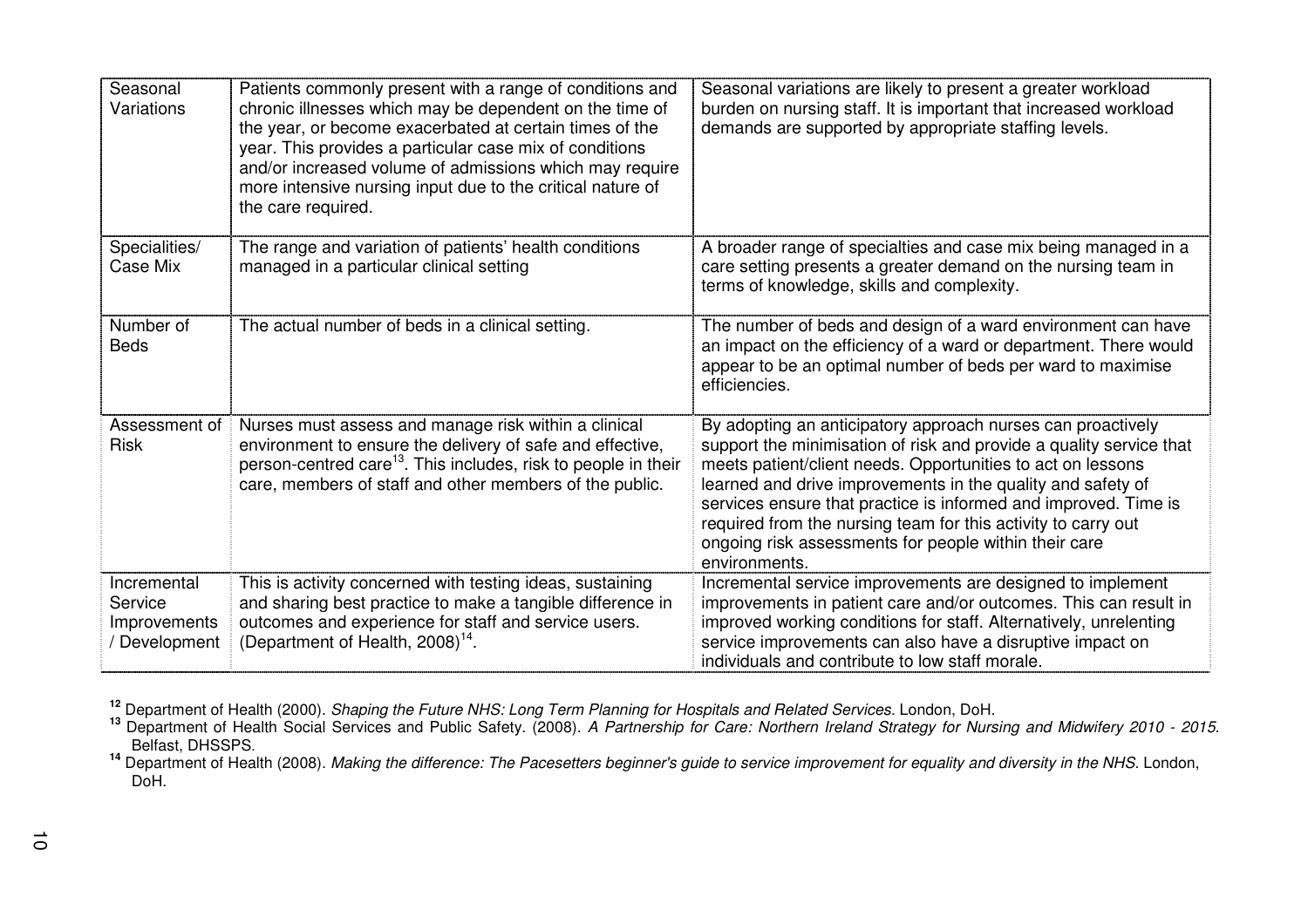| | | |
|---|---|---|
| Seasonal Variations | Patients commonly present with a range of conditions and chronic illnesses which may be dependent on the time of the year, or become exacerbated at certain times of the year. This provides a particular case mix of conditions and/or increased volume of admissions which may require more intensive nursing input due to the critical nature of the care required. | Seasonal variations are likely to present a greater workload burden on nursing staff. It is important that increased workload demands are supported by appropriate staffing levels. |
| Specialities/ Case Mix | The range and variation of patients' health conditions managed in a particular clinical setting | A broader range of specialties and case mix being managed in a care setting presents a greater demand on the nursing team in terms of knowledge, skills and complexity. |
| Number of Beds | The actual number of beds in a clinical setting. | The number of beds and design of a ward environment can have an impact on the efficiency of a ward or department. There would appear to be an optimal number of beds per ward to maximise efficiencies. |
| Assessment of Risk | Nurses must assess and manage risk within a clinical environment to ensure the delivery of safe and effective, person-centred care[13]. This includes, risk to people in their care, members of staff and other members of the public. | By adopting an anticipatory approach nurses can proactively support the minimisation of risk and provide a quality service that meets patient/client needs. Opportunities to act on lessons learned and drive improvements in the quality and safety of services ensure that practice is informed and improved. Time is required from the nursing team for this activity to carry out ongoing risk assessments for people within their care environments. |
| Incremental Service Improvements / Development | This is activity concerned with testing ideas, sustaining and sharing best practice to make a tangible difference in outcomes and experience for staff and service users. (Department of Health, 2008)[14]. | Incremental service improvements are designed to implement improvements in patient care and/or outcomes. This can result in improved working conditions for staff. Alternatively, unrelenting service improvements can also have a disruptive impact on individuals and contribute to low staff morale. |

[12] Department of Health (2000). *Shaping the Future NHS: Long Term Planning for Hospitals and Related Services.* London, DoH.

[13] Department of Health Social Services and Public Safety. (2008). *A Partnership for Care: Northern Ireland Strategy for Nursing and Midwifery 2010 - 2015*. Belfast, DHSSPS.

[14] Department of Health (2008). *Making the difference: The Pacesetters beginner's guide to service improvement for equality and diversity in the NHS.* London, DoH.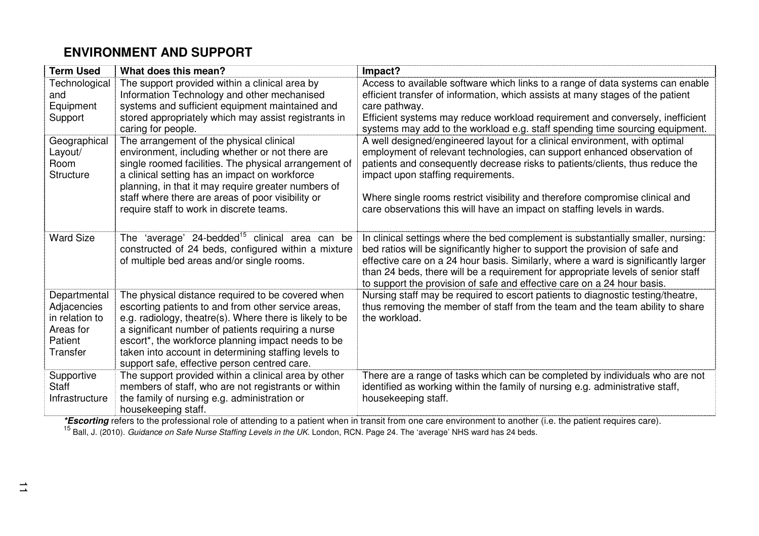## ENVIRONMENT AND SUPPORT

| Term Used | What does this mean? | Impact? |
|---|---|---|
| Technological and Equipment Support | The support provided within a clinical area by Information Technology and other mechanised systems and sufficient equipment maintained and stored appropriately which may assist registrants in caring for people. | Access to available software which links to a range of data systems can enable efficient transfer of information, which assists at many stages of the patient care pathway. Efficient systems may reduce workload requirement and conversely, inefficient systems may add to the workload e.g. staff spending time sourcing equipment. |
| Geographical Layout/ Room Structure | The arrangement of the physical clinical environment, including whether or not there are single roomed facilities. The physical arrangement of a clinical setting has an impact on workforce planning, in that it may require greater numbers of staff where there are areas of poor visibility or require staff to work in discrete teams. | A well designed/engineered layout for a clinical environment, with optimal employment of relevant technologies, can support enhanced observation of patients and consequently decrease risks to patients/clients, thus reduce the impact upon staffing requirements.<br><br>Where single rooms restrict visibility and therefore compromise clinical and care observations this will have an impact on staffing levels in wards. |
| Ward Size | The 'average' 24-bedded[15] clinical area can be constructed of 24 beds, configured within a mixture of multiple bed areas and/or single rooms. | In clinical settings where the bed complement is substantially smaller, nursing: bed ratios will be significantly higher to support the provision of safe and effective care on a 24 hour basis. Similarly, where a ward is significantly larger than 24 beds, there will be a requirement for appropriate levels of senior staff to support the provision of safe and effective care on a 24 hour basis. |
| Departmental Adjacencies in relation to Areas for Patient Transfer | The physical distance required to be covered when escorting patients to and from other service areas, e.g. radiology, theatre(s). Where there is likely to be a significant number of patients requiring a nurse escort*, the workforce planning impact needs to be taken into account in determining staffing levels to support safe, effective person centred care. | Nursing staff may be required to escort patients to diagnostic testing/theatre, thus removing the member of staff from the team and the team ability to share the workload. |
| Supportive Staff Infrastructure | The support provided within a clinical area by other members of staff, who are not registrants or within the family of nursing e.g. administration or housekeeping staff. | There are a range of tasks which can be completed by individuals who are not identified as working within the family of nursing e.g. administrative staff, housekeeping staff. |

***Escorting** refers to the professional role of attending to a patient when in transit from one care environment to another (i.e. the patient requires care).

[15] Ball, J. (2010). *Guidance on Safe Nurse Staffing Levels in the UK*. London, RCN. Page 24. The 'average' NHS ward has 24 beds.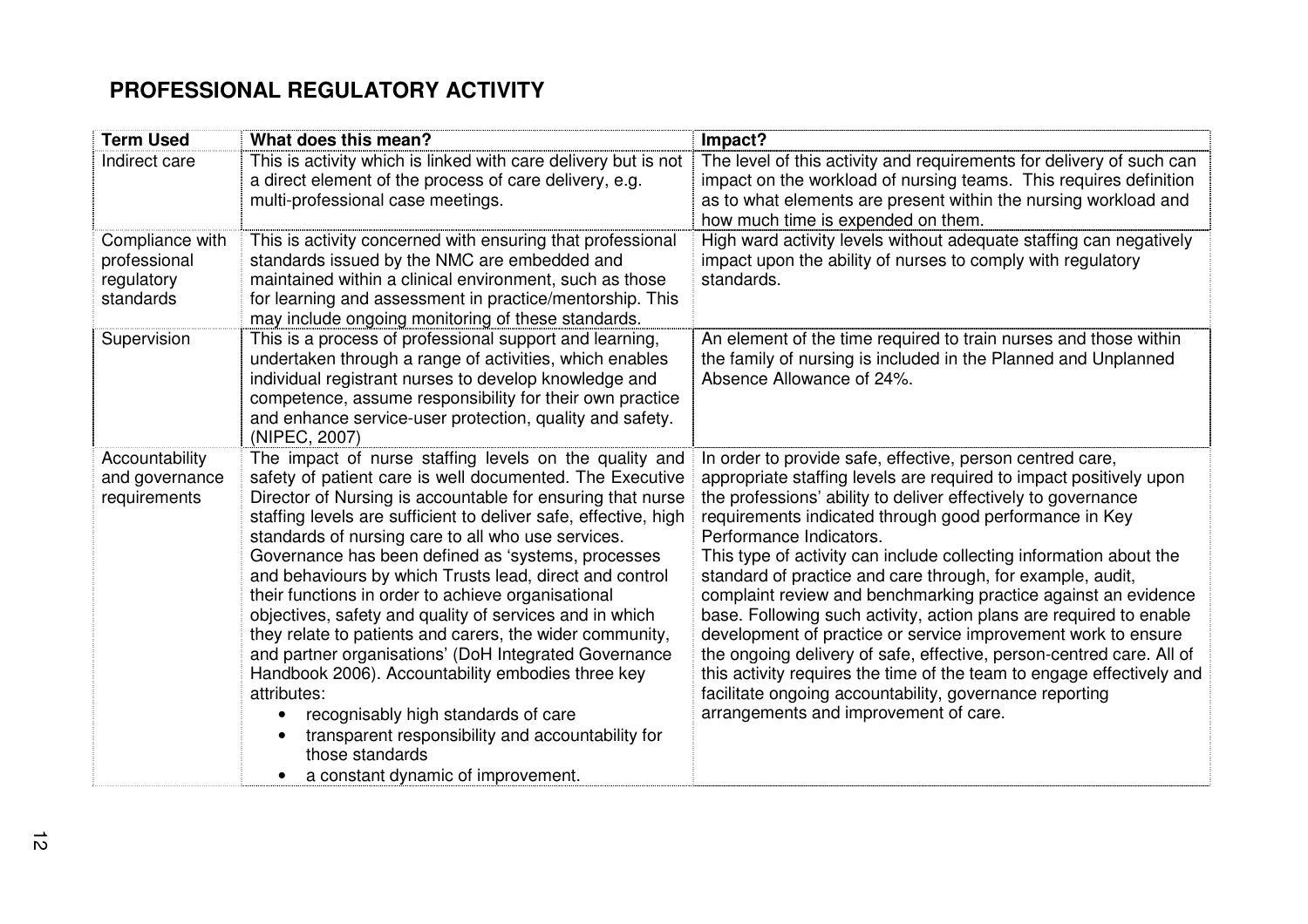# PROFESSIONAL REGULATORY ACTIVITY

| Term Used | What does this mean? | Impact? |
|---|---|---|
| Indirect care | This is activity which is linked with care delivery but is not a direct element of the process of care delivery, e.g. multi-professional case meetings. | The level of this activity and requirements for delivery of such can impact on the workload of nursing teams. This requires definition as to what elements are present within the nursing workload and how much time is expended on them. |
| Compliance with professional regulatory standards | This is activity concerned with ensuring that professional standards issued by the NMC are embedded and maintained within a clinical environment, such as those for learning and assessment in practice/mentorship. This may include ongoing monitoring of these standards. | High ward activity levels without adequate staffing can negatively impact upon the ability of nurses to comply with regulatory standards. |
| Supervision | This is a process of professional support and learning, undertaken through a range of activities, which enables individual registrant nurses to develop knowledge and competence, assume responsibility for their own practice and enhance service-user protection, quality and safety. (NIPEC, 2007) | An element of the time required to train nurses and those within the family of nursing is included in the Planned and Unplanned Absence Allowance of 24%. |
| Accountability and governance requirements | The impact of nurse staffing levels on the quality and safety of patient care is well documented. The Executive Director of Nursing is accountable for ensuring that nurse staffing levels are sufficient to deliver safe, effective, high standards of nursing care to all who use services. Governance has been defined as 'systems, processes and behaviours by which Trusts lead, direct and control their functions in order to achieve organisational objectives, safety and quality of services and in which they relate to patients and carers, the wider community, and partner organisations' (DoH Integrated Governance Handbook 2006). Accountability embodies three key attributes:<br>• recognisably high standards of care<br>• transparent responsibility and accountability for those standards<br>• a constant dynamic of improvement. | In order to provide safe, effective, person centred care, appropriate staffing levels are required to impact positively upon the professions' ability to deliver effectively to governance requirements indicated through good performance in Key Performance Indicators.<br>This type of activity can include collecting information about the standard of practice and care through, for example, audit, complaint review and benchmarking practice against an evidence base. Following such activity, action plans are required to enable development of practice or service improvement work to ensure the ongoing delivery of safe, effective, person-centred care. All of this activity requires the time of the team to engage effectively and facilitate ongoing accountability, governance reporting arrangements and improvement of care. |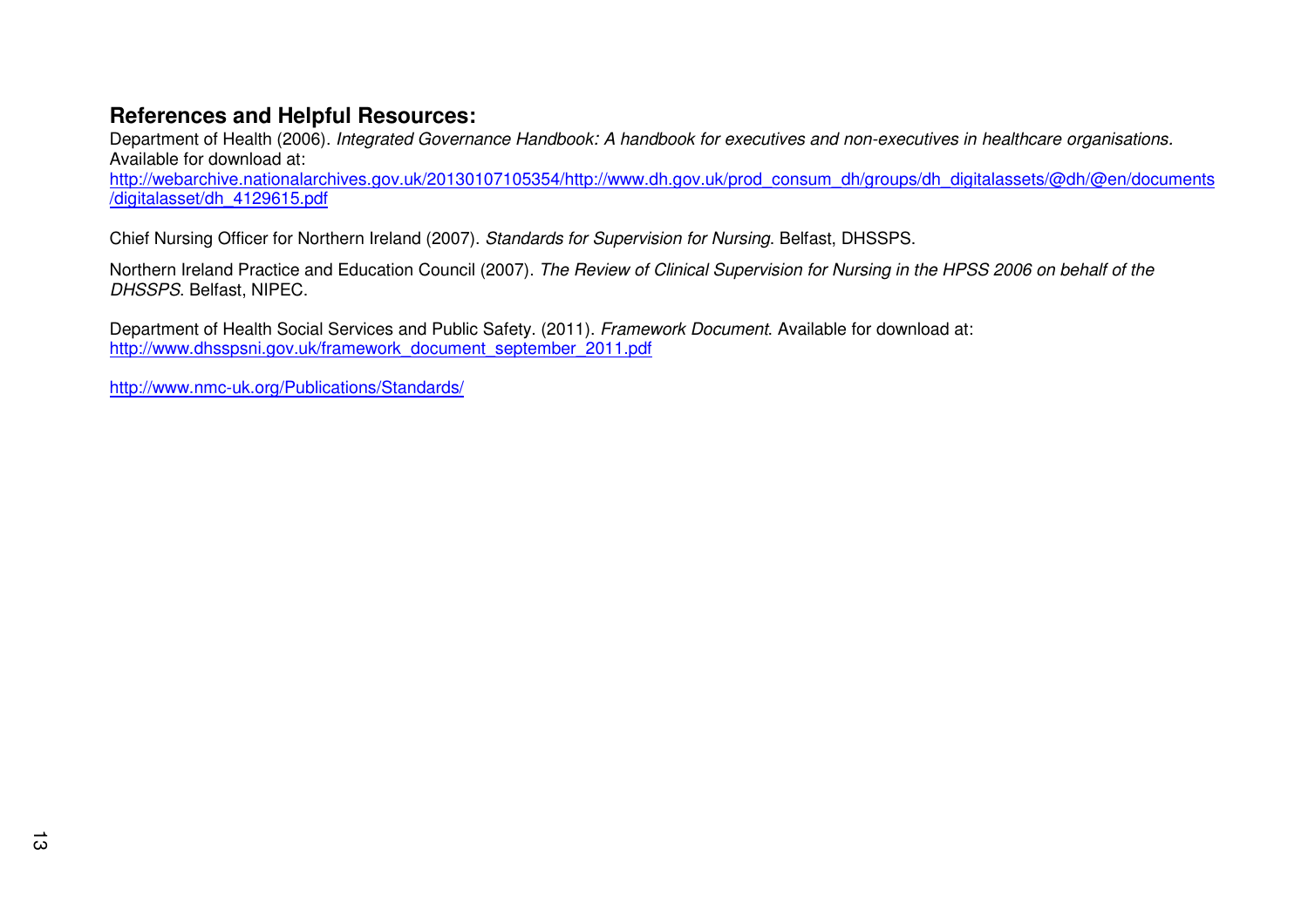## References and Helpful Resources:

Department of Health (2006). *Integrated Governance Handbook: A handbook for executives and non-executives in healthcare organisations*. Available for download at:
http://webarchive.nationalarchives.gov.uk/20130107105354/http://www.dh.gov.uk/prod_consum_dh/groups/dh_digitalassets/@dh/@en/documents/digitalasset/dh_4129615.pdf

Chief Nursing Officer for Northern Ireland (2007). *Standards for Supervision for Nursing*. Belfast, DHSSPS.

Northern Ireland Practice and Education Council (2007). *The Review of Clinical Supervision for Nursing in the HPSS 2006 on behalf of the DHSSPS*. Belfast, NIPEC.

Department of Health Social Services and Public Safety. (2011). *Framework Document*. Available for download at:
http://www.dhsspsni.gov.uk/framework_document_september_2011.pdf

http://www.nmc-uk.org/Publications/Standards/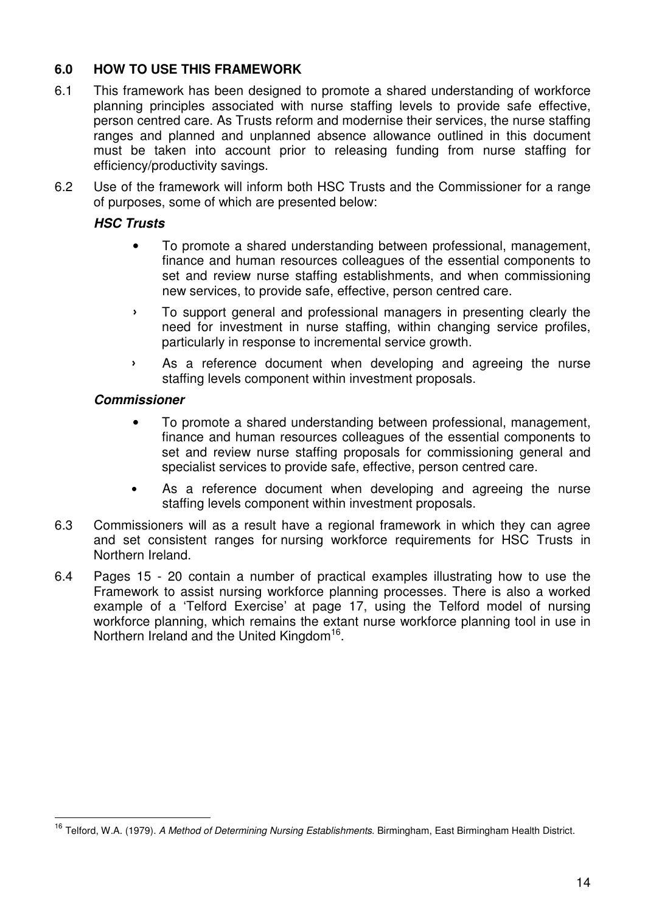## 6.0 HOW TO USE THIS FRAMEWORK

6.1 This framework has been designed to promote a shared understanding of workforce planning principles associated with nurse staffing levels to provide safe effective, person centred care. As Trusts reform and modernise their services, the nurse staffing ranges and planned and unplanned absence allowance outlined in this document must be taken into account prior to releasing funding from nurse staffing for efficiency/productivity savings.

6.2 Use of the framework will inform both HSC Trusts and the Commissioner for a range of purposes, some of which are presented below:

***HSC Trusts***

- To promote a shared understanding between professional, management, finance and human resources colleagues of the essential components to set and review nurse staffing establishments, and when commissioning new services, to provide safe, effective, person centred care.
- To support general and professional managers in presenting clearly the need for investment in nurse staffing, within changing service profiles, particularly in response to incremental service growth.
- As a reference document when developing and agreeing the nurse staffing levels component within investment proposals.

***Commissioner***

- To promote a shared understanding between professional, management, finance and human resources colleagues of the essential components to set and review nurse staffing proposals for commissioning general and specialist services to provide safe, effective, person centred care.
- As a reference document when developing and agreeing the nurse staffing levels component within investment proposals.

6.3 Commissioners will as a result have a regional framework in which they can agree and set consistent ranges for nursing workforce requirements for HSC Trusts in Northern Ireland.

6.4 Pages 15 - 20 contain a number of practical examples illustrating how to use the Framework to assist nursing workforce planning processes. There is also a worked example of a 'Telford Exercise' at page 17, using the Telford model of nursing workforce planning, which remains the extant nurse workforce planning tool in use in Northern Ireland and the United Kingdom[16].

---

[16] Telford, W.A. (1979). *A Method of Determining Nursing Establishments*. Birmingham, East Birmingham Health District.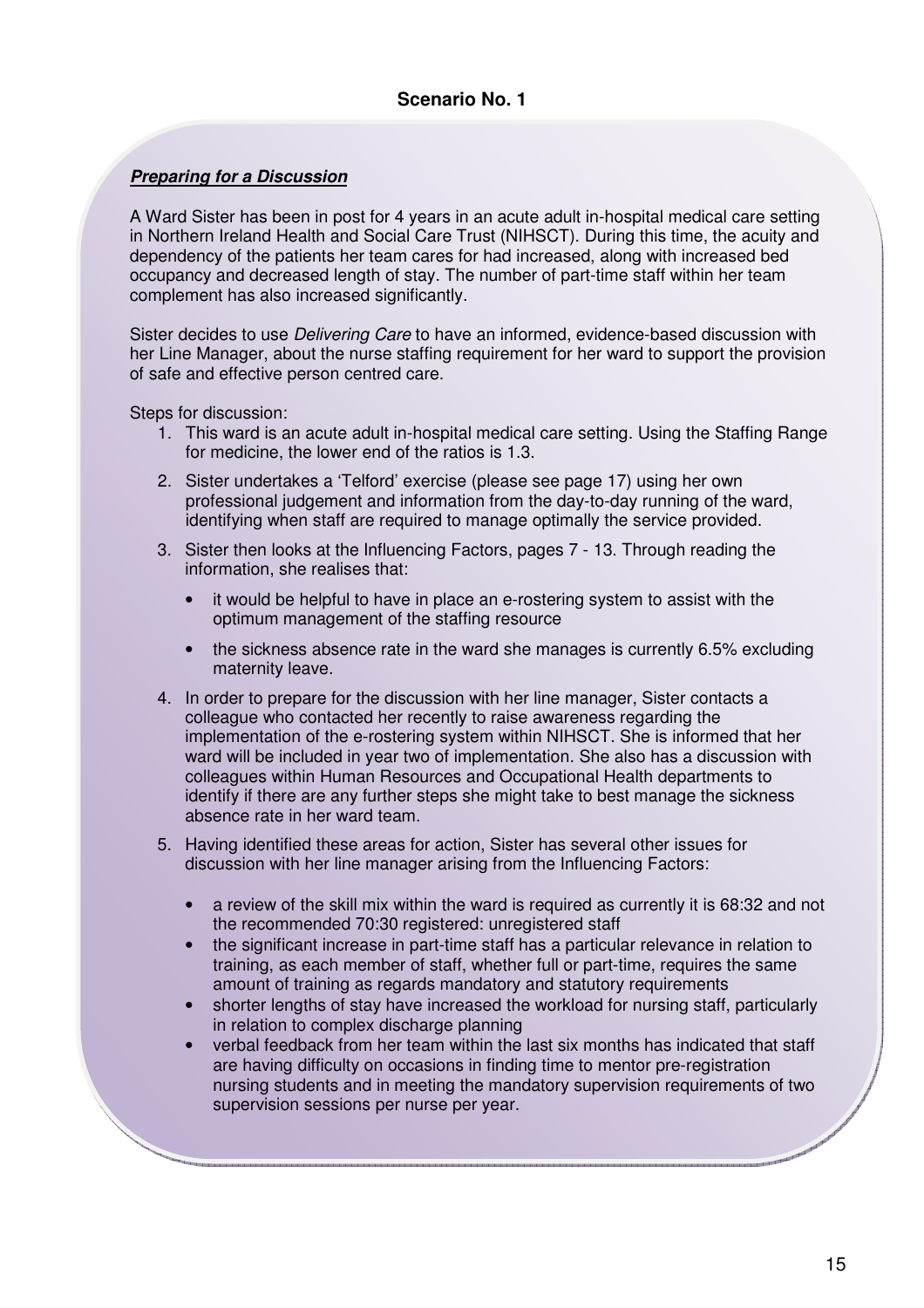## Scenario No. 1

***Preparing for a Discussion***

A Ward Sister has been in post for 4 years in an acute adult in-hospital medical care setting in Northern Ireland Health and Social Care Trust (NIHSCT). During this time, the acuity and dependency of the patients her team cares for had increased, along with increased bed occupancy and decreased length of stay. The number of part-time staff within her team complement has also increased significantly.

Sister decides to use *Delivering Care* to have an informed, evidence-based discussion with her Line Manager, about the nurse staffing requirement for her ward to support the provision of safe and effective person centred care.

Steps for discussion:

1. This ward is an acute adult in-hospital medical care setting. Using the Staffing Range for medicine, the lower end of the ratios is 1.3.
2. Sister undertakes a 'Telford' exercise (please see page 17) using her own professional judgement and information from the day-to-day running of the ward, identifying when staff are required to manage optimally the service provided.
3. Sister then looks at the Influencing Factors, pages 7 - 13. Through reading the information, she realises that:
   - it would be helpful to have in place an e-rostering system to assist with the optimum management of the staffing resource
   - the sickness absence rate in the ward she manages is currently 6.5% excluding maternity leave.
4. In order to prepare for the discussion with her line manager, Sister contacts a colleague who contacted her recently to raise awareness regarding the implementation of the e-rostering system within NIHSCT. She is informed that her ward will be included in year two of implementation. She also has a discussion with colleagues within Human Resources and Occupational Health departments to identify if there are any further steps she might take to best manage the sickness absence rate in her ward team.
5. Having identified these areas for action, Sister has several other issues for discussion with her line manager arising from the Influencing Factors:
   - a review of the skill mix within the ward is required as currently it is 68:32 and not the recommended 70:30 registered: unregistered staff
   - the significant increase in part-time staff has a particular relevance in relation to training, as each member of staff, whether full or part-time, requires the same amount of training as regards mandatory and statutory requirements
   - shorter lengths of stay have increased the workload for nursing staff, particularly in relation to complex discharge planning
   - verbal feedback from her team within the last six months has indicated that staff are having difficulty on occasions in finding time to mentor pre-registration nursing students and in meeting the mandatory supervision requirements of two supervision sessions per nurse per year.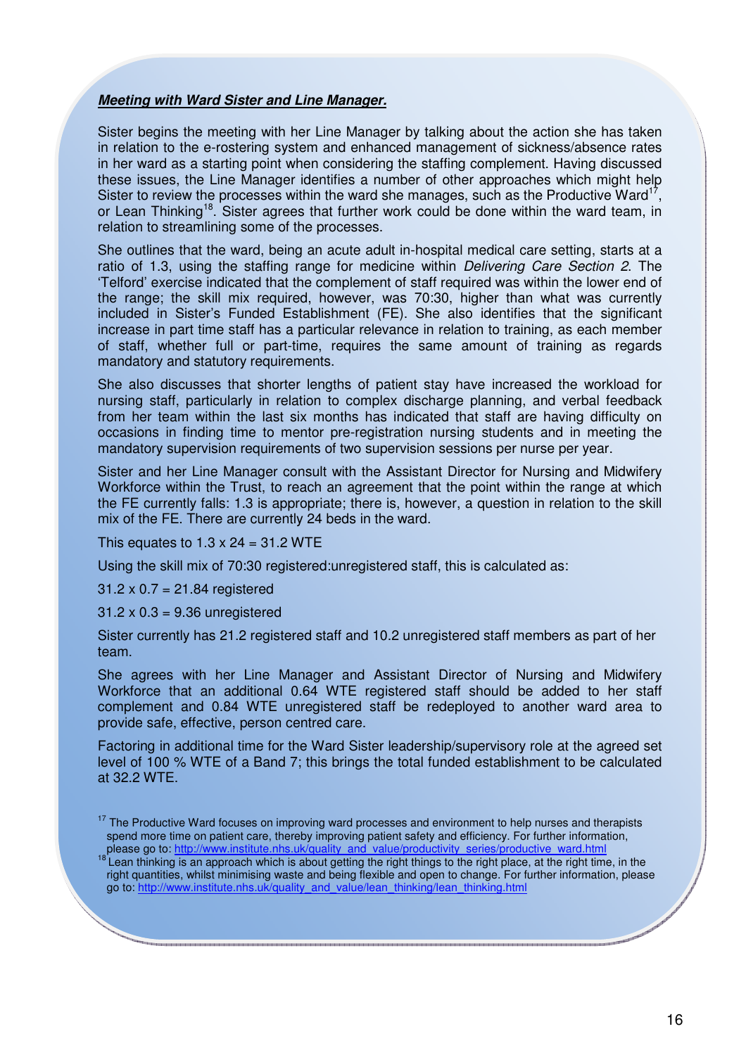***Meeting with Ward Sister and Line Manager.***

Sister begins the meeting with her Line Manager by talking about the action she has taken in relation to the e-rostering system and enhanced management of sickness/absence rates in her ward as a starting point when considering the staffing complement. Having discussed these issues, the Line Manager identifies a number of other approaches which might help Sister to review the processes within the ward she manages, such as the Productive Ward[17], or Lean Thinking[18]. Sister agrees that further work could be done within the ward team, in relation to streamlining some of the processes.

She outlines that the ward, being an acute adult in-hospital medical care setting, starts at a ratio of 1.3, using the staffing range for medicine within *Delivering Care Section 2*. The 'Telford' exercise indicated that the complement of staff required was within the lower end of the range; the skill mix required, however, was 70:30, higher than what was currently included in Sister's Funded Establishment (FE). She also identifies that the significant increase in part time staff has a particular relevance in relation to training, as each member of staff, whether full or part-time, requires the same amount of training as regards mandatory and statutory requirements.

She also discusses that shorter lengths of patient stay have increased the workload for nursing staff, particularly in relation to complex discharge planning, and verbal feedback from her team within the last six months has indicated that staff are having difficulty on occasions in finding time to mentor pre-registration nursing students and in meeting the mandatory supervision requirements of two supervision sessions per nurse per year.

Sister and her Line Manager consult with the Assistant Director for Nursing and Midwifery Workforce within the Trust, to reach an agreement that the point within the range at which the FE currently falls: 1.3 is appropriate; there is, however, a question in relation to the skill mix of the FE. There are currently 24 beds in the ward.

This equates to 1.3 x 24 = 31.2 WTE

Using the skill mix of 70:30 registered:unregistered staff, this is calculated as:

31.2 x 0.7 = 21.84 registered

31.2 x 0.3 = 9.36 unregistered

Sister currently has 21.2 registered staff and 10.2 unregistered staff members as part of her team.

She agrees with her Line Manager and Assistant Director of Nursing and Midwifery Workforce that an additional 0.64 WTE registered staff should be added to her staff complement and 0.84 WTE unregistered staff be redeployed to another ward area to provide safe, effective, person centred care.

Factoring in additional time for the Ward Sister leadership/supervisory role at the agreed set level of 100 % WTE of a Band 7; this brings the total funded establishment to be calculated at 32.2 WTE.

[17] The Productive Ward focuses on improving ward processes and environment to help nurses and therapists spend more time on patient care, thereby improving patient safety and efficiency. For further information, please go to: http://www.institute.nhs.uk/quality_and_value/productivity_series/productive_ward.html

[18] Lean thinking is an approach which is about getting the right things to the right place, at the right time, in the right quantities, whilst minimising waste and being flexible and open to change. For further information, please go to: http://www.institute.nhs.uk/quality_and_value/lean_thinking/lean_thinking.html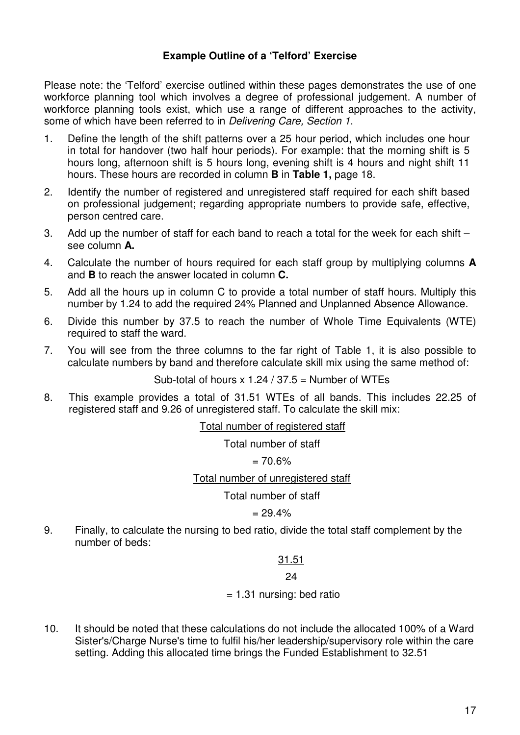## Example Outline of a 'Telford' Exercise

Please note: the 'Telford' exercise outlined within these pages demonstrates the use of one workforce planning tool which involves a degree of professional judgement. A number of workforce planning tools exist, which use a range of different approaches to the activity, some of which have been referred to in *Delivering Care, Section 1*.

1. Define the length of the shift patterns over a 25 hour period, which includes one hour in total for handover (two half hour periods). For example: that the morning shift is 5 hours long, afternoon shift is 5 hours long, evening shift is 4 hours and night shift 11 hours. These hours are recorded in column **B** in **Table 1,** page 18.
2. Identify the number of registered and unregistered staff required for each shift based on professional judgement; regarding appropriate numbers to provide safe, effective, person centred care.
3. Add up the number of staff for each band to reach a total for the week for each shift – see column **A.**
4. Calculate the number of hours required for each staff group by multiplying columns **A** and **B** to reach the answer located in column **C.**
5. Add all the hours up in column C to provide a total number of staff hours. Multiply this number by 1.24 to add the required 24% Planned and Unplanned Absence Allowance.
6. Divide this number by 37.5 to reach the number of Whole Time Equivalents (WTE) required to staff the ward.
7. You will see from the three columns to the far right of Table 1, it is also possible to calculate numbers by band and therefore calculate skill mix using the same method of:

   Sub-total of hours x 1.24 / 37.5 = Number of WTEs

8. This example provides a total of 31.51 WTEs of all bands. This includes 22.25 of registered staff and 9.26 of unregistered staff. To calculate the skill mix:

   $$\frac{\text{Total number of registered staff}}{\text{Total number of staff}} = 70.6\%$$

   $$\frac{\text{Total number of unregistered staff}}{\text{Total number of staff}} = 29.4\%$$

9. Finally, to calculate the nursing to bed ratio, divide the total staff complement by the number of beds:

   $$\frac{31.51}{24}$$

   = 1.31 nursing: bed ratio

10. It should be noted that these calculations do not include the allocated 100% of a Ward Sister's/Charge Nurse's time to fulfil his/her leadership/supervisory role within the care setting. Adding this allocated time brings the Funded Establishment to 32.51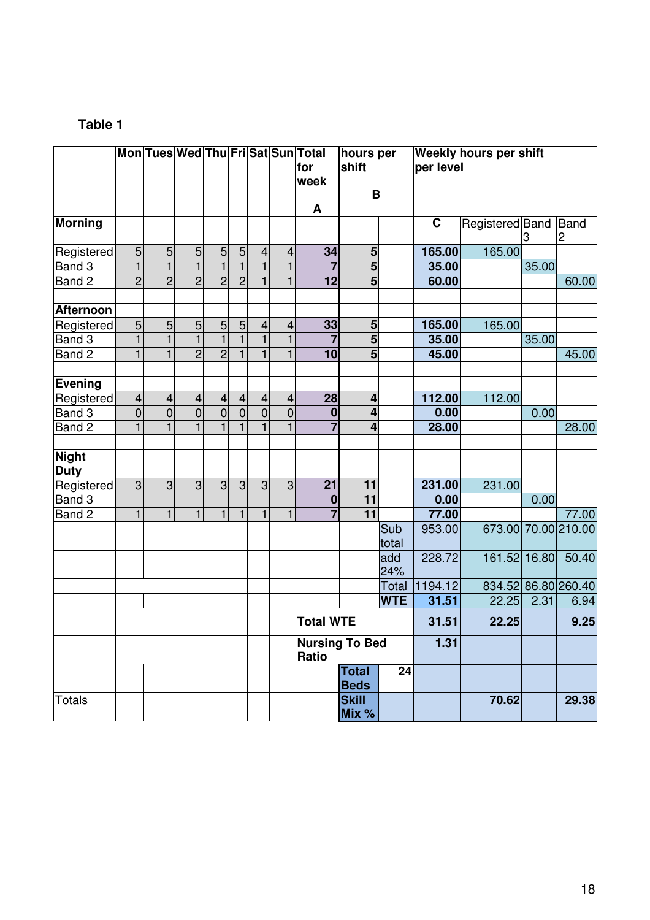**Table 1**

| | Mon | Tues | Wed | Thu | Fri | Sat | Sun | Total for week A | hours per shift B | | Weekly hours per shift per level | | | |
|---|---|---|---|---|---|---|---|---|---|---|---|---|---|---|
| **Morning** | | | | | | | | | | | **C** | Registered | Band 3 | Band 2 |
| Registered | 5 | 5 | 5 | 5 | 5 | 4 | 4 | **34** | **5** | | **165.00** | 165.00 | | |
| Band 3 | 1 | 1 | 1 | 1 | 1 | 1 | 1 | **7** | **5** | | **35.00** | | 35.00 | |
| Band 2 | 2 | 2 | 2 | 2 | 2 | 1 | 1 | **12** | **5** | | **60.00** | | | 60.00 |
| | | | | | | | | | | | | | | |
| **Afternoon** | | | | | | | | | | | | | | |
| Registered | 5 | 5 | 5 | 5 | 5 | 4 | 4 | **33** | **5** | | **165.00** | 165.00 | | |
| Band 3 | 1 | 1 | 1 | 1 | 1 | 1 | 1 | **7** | **5** | | **35.00** | | 35.00 | |
| Band 2 | 1 | 1 | 2 | 2 | 1 | 1 | 1 | **10** | **5** | | **45.00** | | | 45.00 |
| | | | | | | | | | | | | | | |
| **Evening** | | | | | | | | | | | | | | |
| Registered | 4 | 4 | 4 | 4 | 4 | 4 | 4 | **28** | **4** | | **112.00** | 112.00 | | |
| Band 3 | 0 | 0 | 0 | 0 | 0 | 0 | 0 | **0** | **4** | | **0.00** | | 0.00 | |
| Band 2 | 1 | 1 | 1 | 1 | 1 | 1 | 1 | **7** | **4** | | **28.00** | | | 28.00 |
| | | | | | | | | | | | | | | |
| **Night Duty** | | | | | | | | | | | | | | |
| Registered | 3 | 3 | 3 | 3 | 3 | 3 | 3 | **21** | **11** | | **231.00** | 231.00 | | |
| Band 3 | | | | | | | | **0** | **11** | | **0.00** | | 0.00 | |
| Band 2 | 1 | 1 | 1 | 1 | 1 | 1 | 1 | **7** | **11** | | **77.00** | | | 77.00 |
| | | | | | | | | | | Sub total | 953.00 | 673.00 | 70.00 | 210.00 |
| | | | | | | | | | | add 24% | 228.72 | 161.52 | 16.80 | 50.40 |
| | | | | | | | | | | Total | 1194.12 | 834.52 | 86.80 | 260.40 |
| | | | | | | | | | | **WTE** | **31.51** | 22.25 | 2.31 | 6.94 |
| | | | | | | | | **Total WTE** | | | **31.51** | **22.25** | | **9.25** |
| | | | | | | | | **Nursing To Bed Ratio** | | | **1.31** | | | |
| | | | | | | | | | **Total Beds** | **24** | | | | |
| Totals | | | | | | | | | **Skill Mix %** | | | **70.62** | | **29.38** |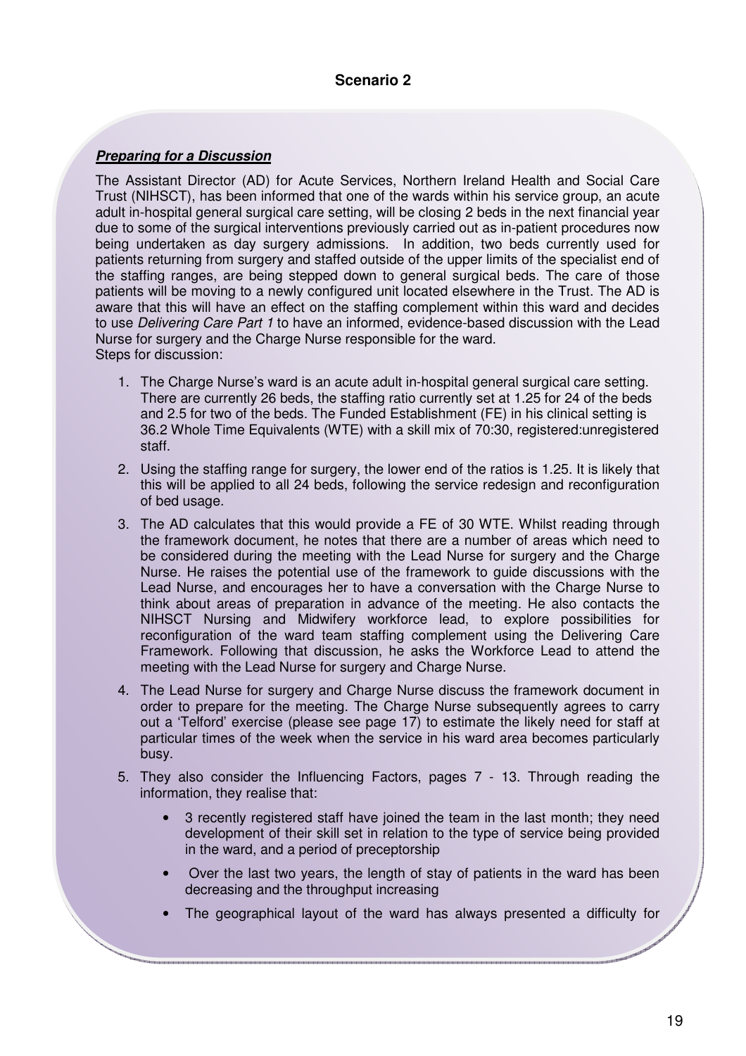## Scenario 2

***Preparing for a Discussion***

The Assistant Director (AD) for Acute Services, Northern Ireland Health and Social Care Trust (NIHSCT), has been informed that one of the wards within his service group, an acute adult in-hospital general surgical care setting, will be closing 2 beds in the next financial year due to some of the surgical interventions previously carried out as in-patient procedures now being undertaken as day surgery admissions. In addition, two beds currently used for patients returning from surgery and staffed outside of the upper limits of the specialist end of the staffing ranges, are being stepped down to general surgical beds. The care of those patients will be moving to a newly configured unit located elsewhere in the Trust. The AD is aware that this will have an effect on the staffing complement within this ward and decides to use *Delivering Care Part 1* to have an informed, evidence-based discussion with the Lead Nurse for surgery and the Charge Nurse responsible for the ward.
Steps for discussion:

1. The Charge Nurse's ward is an acute adult in-hospital general surgical care setting. There are currently 26 beds, the staffing ratio currently set at 1.25 for 24 of the beds and 2.5 for two of the beds. The Funded Establishment (FE) in his clinical setting is 36.2 Whole Time Equivalents (WTE) with a skill mix of 70:30, registered:unregistered staff.
2. Using the staffing range for surgery, the lower end of the ratios is 1.25. It is likely that this will be applied to all 24 beds, following the service redesign and reconfiguration of bed usage.
3. The AD calculates that this would provide a FE of 30 WTE. Whilst reading through the framework document, he notes that there are a number of areas which need to be considered during the meeting with the Lead Nurse for surgery and the Charge Nurse. He raises the potential use of the framework to guide discussions with the Lead Nurse, and encourages her to have a conversation with the Charge Nurse to think about areas of preparation in advance of the meeting. He also contacts the NIHSCT Nursing and Midwifery workforce lead, to explore possibilities for reconfiguration of the ward team staffing complement using the Delivering Care Framework. Following that discussion, he asks the Workforce Lead to attend the meeting with the Lead Nurse for surgery and Charge Nurse.
4. The Lead Nurse for surgery and Charge Nurse discuss the framework document in order to prepare for the meeting. The Charge Nurse subsequently agrees to carry out a 'Telford' exercise (please see page 17) to estimate the likely need for staff at particular times of the week when the service in his ward area becomes particularly busy.
5. They also consider the Influencing Factors, pages 7 - 13. Through reading the information, they realise that:
   - 3 recently registered staff have joined the team in the last month; they need development of their skill set in relation to the type of service being provided in the ward, and a period of preceptorship
   - Over the last two years, the length of stay of patients in the ward has been decreasing and the throughput increasing
   - The geographical layout of the ward has always presented a difficulty for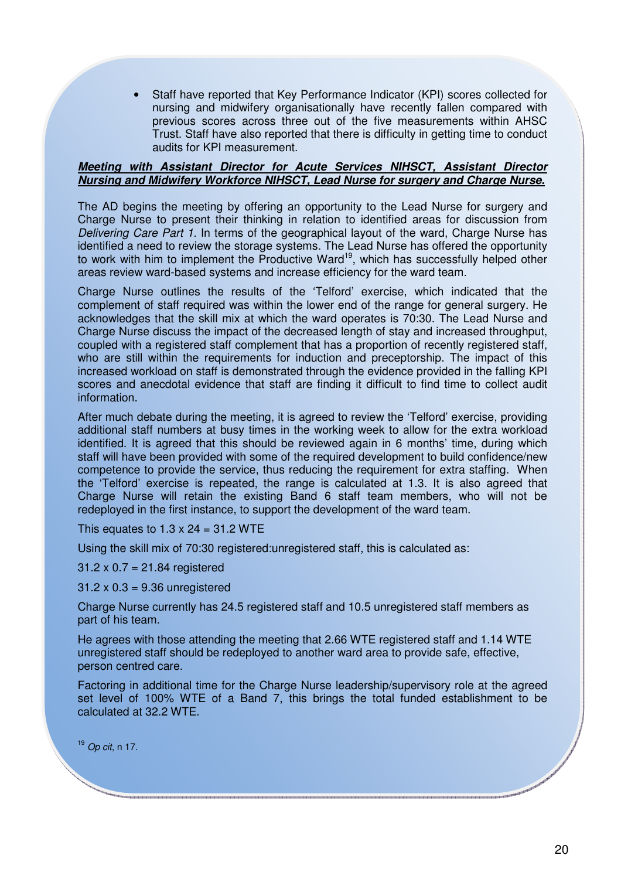- Staff have reported that Key Performance Indicator (KPI) scores collected for nursing and midwifery organisationally have recently fallen compared with previous scores across three out of the five measurements within AHSC Trust. Staff have also reported that there is difficulty in getting time to conduct audits for KPI measurement.

***Meeting with Assistant Director for Acute Services NIHSCT, Assistant Director Nursing and Midwifery Workforce NIHSCT, Lead Nurse for surgery and Charge Nurse.***

The AD begins the meeting by offering an opportunity to the Lead Nurse for surgery and Charge Nurse to present their thinking in relation to identified areas for discussion from *Delivering Care Part 1*. In terms of the geographical layout of the ward, Charge Nurse has identified a need to review the storage systems. The Lead Nurse has offered the opportunity to work with him to implement the Productive Ward[19], which has successfully helped other areas review ward-based systems and increase efficiency for the ward team.

Charge Nurse outlines the results of the 'Telford' exercise, which indicated that the complement of staff required was within the lower end of the range for general surgery. He acknowledges that the skill mix at which the ward operates is 70:30. The Lead Nurse and Charge Nurse discuss the impact of the decreased length of stay and increased throughput, coupled with a registered staff complement that has a proportion of recently registered staff, who are still within the requirements for induction and preceptorship. The impact of this increased workload on staff is demonstrated through the evidence provided in the falling KPI scores and anecdotal evidence that staff are finding it difficult to find time to collect audit information.

After much debate during the meeting, it is agreed to review the 'Telford' exercise, providing additional staff numbers at busy times in the working week to allow for the extra workload identified. It is agreed that this should be reviewed again in 6 months' time, during which staff will have been provided with some of the required development to build confidence/new competence to provide the service, thus reducing the requirement for extra staffing. When the 'Telford' exercise is repeated, the range is calculated at 1.3. It is also agreed that Charge Nurse will retain the existing Band 6 staff team members, who will not be redeployed in the first instance, to support the development of the ward team.

This equates to $1.3 \times 24 = 31.2$ WTE

Using the skill mix of 70:30 registered:unregistered staff, this is calculated as:

$31.2 \times 0.7 = 21.84$ registered

$31.2 \times 0.3 = 9.36$ unregistered

Charge Nurse currently has 24.5 registered staff and 10.5 unregistered staff members as part of his team.

He agrees with those attending the meeting that 2.66 WTE registered staff and 1.14 WTE unregistered staff should be redeployed to another ward area to provide safe, effective, person centred care.

Factoring in additional time for the Charge Nurse leadership/supervisory role at the agreed set level of 100% WTE of a Band 7, this brings the total funded establishment to be calculated at 32.2 WTE.

[19] *Op cit*, n 17.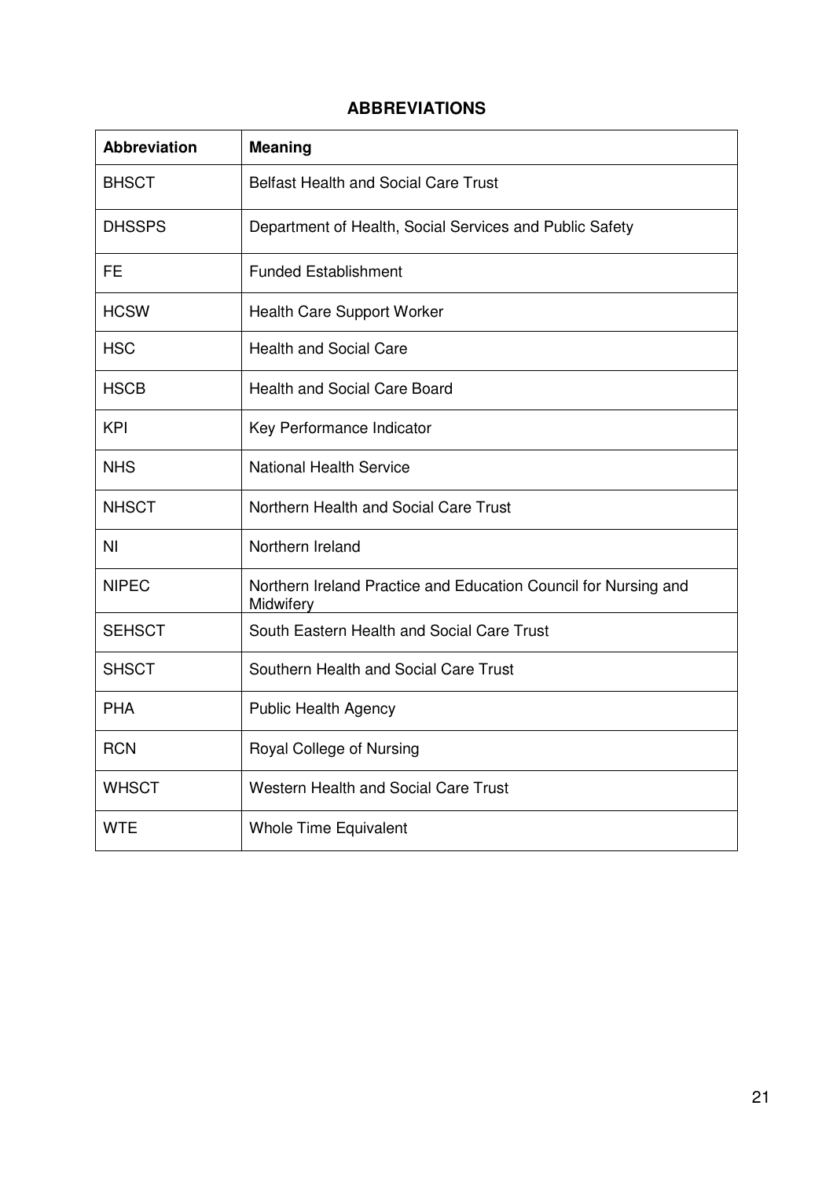## ABBREVIATIONS

| Abbreviation | Meaning |
| --- | --- |
| BHSCT | Belfast Health and Social Care Trust |
| DHSSPS | Department of Health, Social Services and Public Safety |
| FE | Funded Establishment |
| HCSW | Health Care Support Worker |
| HSC | Health and Social Care |
| HSCB | Health and Social Care Board |
| KPI | Key Performance Indicator |
| NHS | National Health Service |
| NHSCT | Northern Health and Social Care Trust |
| NI | Northern Ireland |
| NIPEC | Northern Ireland Practice and Education Council for Nursing and Midwifery |
| SEHSCT | South Eastern Health and Social Care Trust |
| SHSCT | Southern Health and Social Care Trust |
| PHA | Public Health Agency |
| RCN | Royal College of Nursing |
| WHSCT | Western Health and Social Care Trust |
| WTE | Whole Time Equivalent |